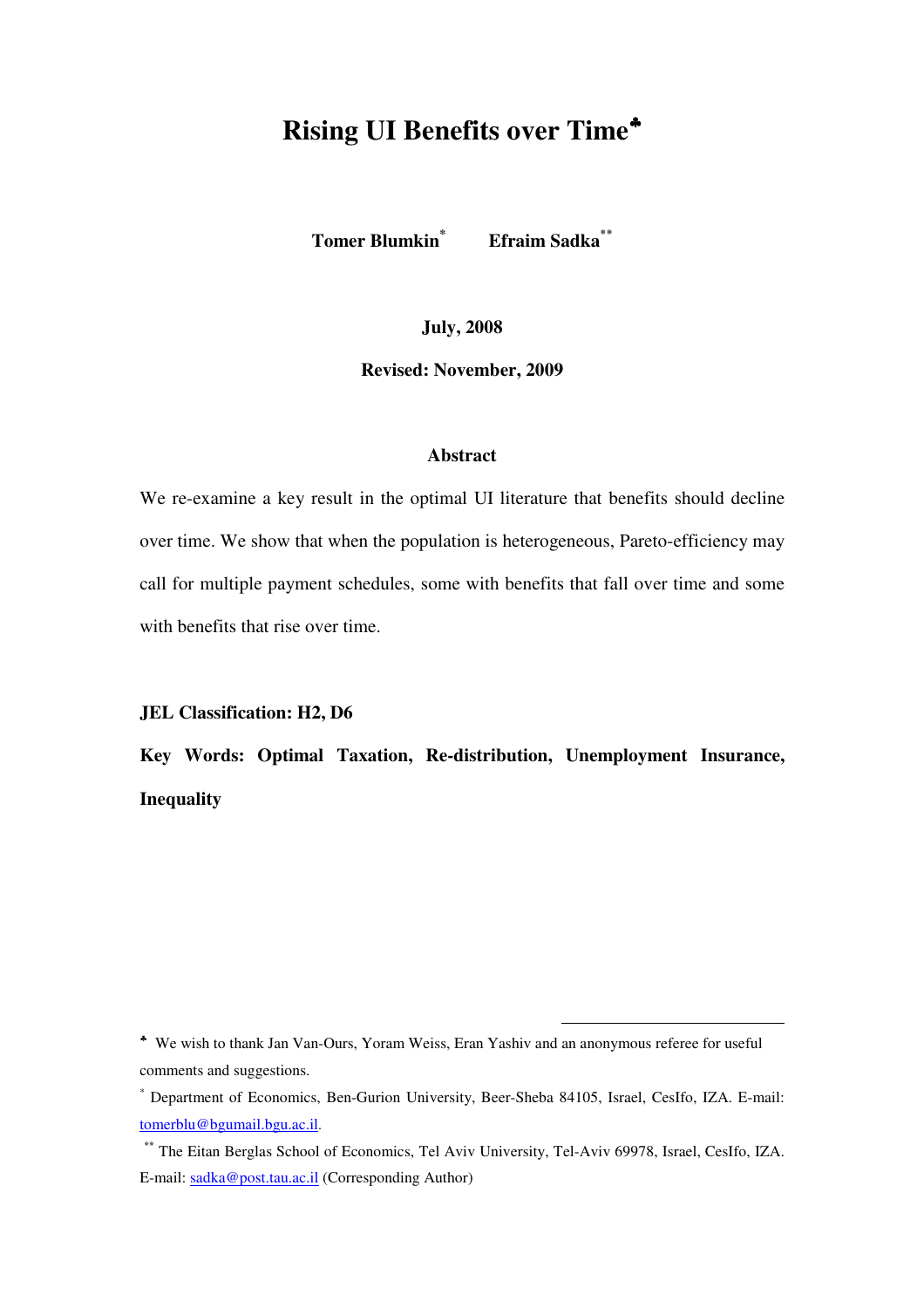# Rising UI Benefits over Time♣

**Tomer Blumkin*** **Efraim Sadka****

**July, 2008**

**Revised: November, 2009**

### Abstract

We re-examine a key result in the optimal UI literature that benefits should decline over time. We show that when the population is heterogeneous, Pareto-efficiency may call for multiple payment schedules, some with benefits that fall over time and some with benefits that rise over time.

**JEL Classification: H2, D6**

**Key Words: Optimal Taxation, Re-distribution, Unemployment Insurance, Inequality**

---

♣ We wish to thank Jan Van-Ours, Yoram Weiss, Eran Yashiv and an anonymous referee for useful comments and suggestions.

\* Department of Economics, Ben-Gurion University, Beer-Sheba 84105, Israel, CesIfo, IZA. E-mail: tomerblu@bgumail.bgu.ac.il.

\*\* The Eitan Berglas School of Economics, Tel Aviv University, Tel-Aviv 69978, Israel, CesIfo, IZA. E-mail: sadka@post.tau.ac.il (Corresponding Author)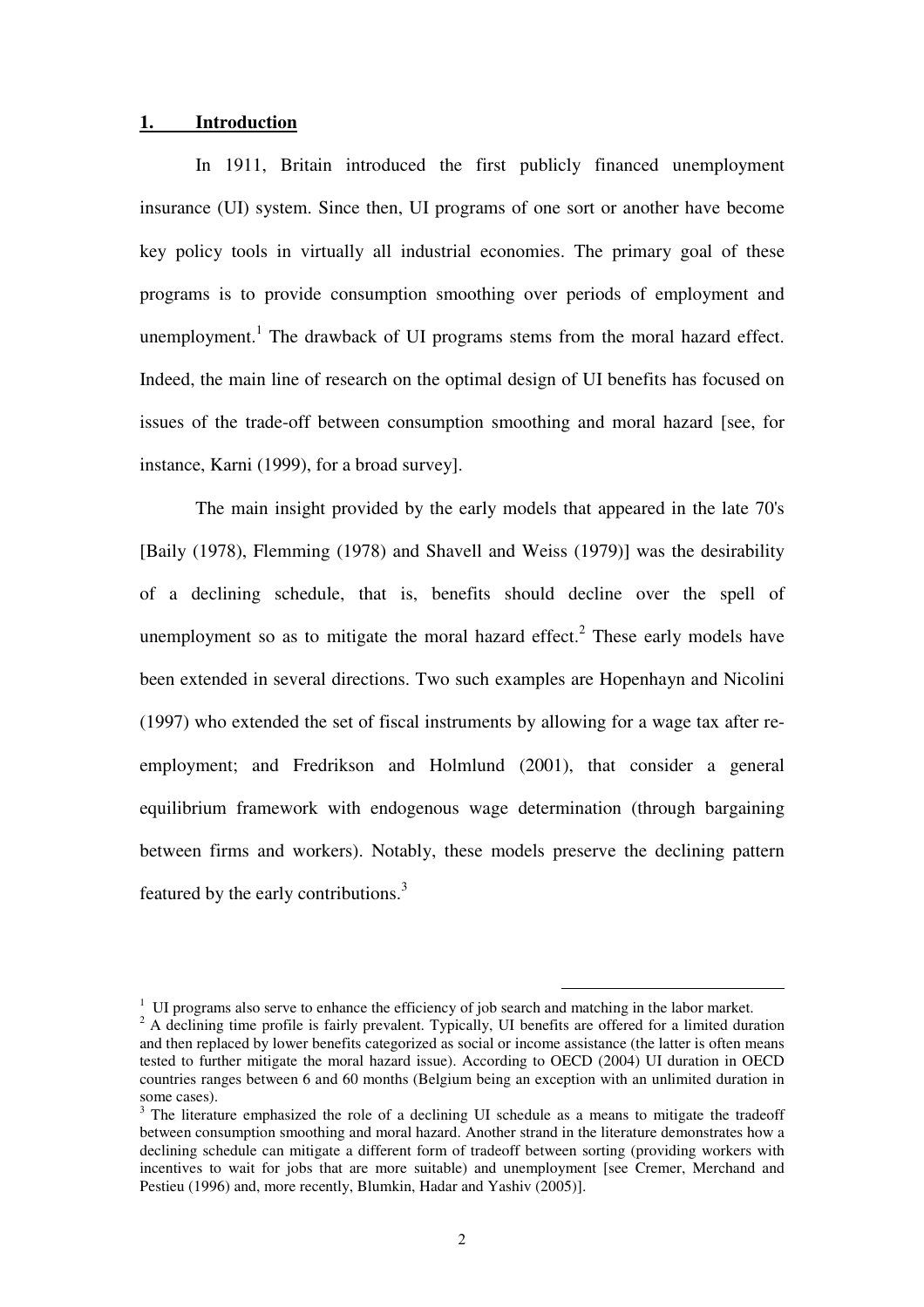## 1. Introduction

In 1911, Britain introduced the first publicly financed unemployment insurance (UI) system. Since then, UI programs of one sort or another have become key policy tools in virtually all industrial economies. The primary goal of these programs is to provide consumption smoothing over periods of employment and unemployment.[1] The drawback of UI programs stems from the moral hazard effect. Indeed, the main line of research on the optimal design of UI benefits has focused on issues of the trade-off between consumption smoothing and moral hazard [see, for instance, Karni (1999), for a broad survey].

The main insight provided by the early models that appeared in the late 70's [Baily (1978), Flemming (1978) and Shavell and Weiss (1979)] was the desirability of a declining schedule, that is, benefits should decline over the spell of unemployment so as to mitigate the moral hazard effect.[2] These early models have been extended in several directions. Two such examples are Hopenhayn and Nicolini (1997) who extended the set of fiscal instruments by allowing for a wage tax after re-employment; and Fredrikson and Holmlund (2001), that consider a general equilibrium framework with endogenous wage determination (through bargaining between firms and workers). Notably, these models preserve the declining pattern featured by the early contributions.[3]

---

[1] UI programs also serve to enhance the efficiency of job search and matching in the labor market.

[2] A declining time profile is fairly prevalent. Typically, UI benefits are offered for a limited duration and then replaced by lower benefits categorized as social or income assistance (the latter is often means tested to further mitigate the moral hazard issue). According to OECD (2004) UI duration in OECD countries ranges between 6 and 60 months (Belgium being an exception with an unlimited duration in some cases).

[3] The literature emphasized the role of a declining UI schedule as a means to mitigate the tradeoff between consumption smoothing and moral hazard. Another strand in the literature demonstrates how a declining schedule can mitigate a different form of tradeoff between sorting (providing workers with incentives to wait for jobs that are more suitable) and unemployment [see Cremer, Merchand and Pestieu (1996) and, more recently, Blumkin, Hadar and Yashiv (2005)].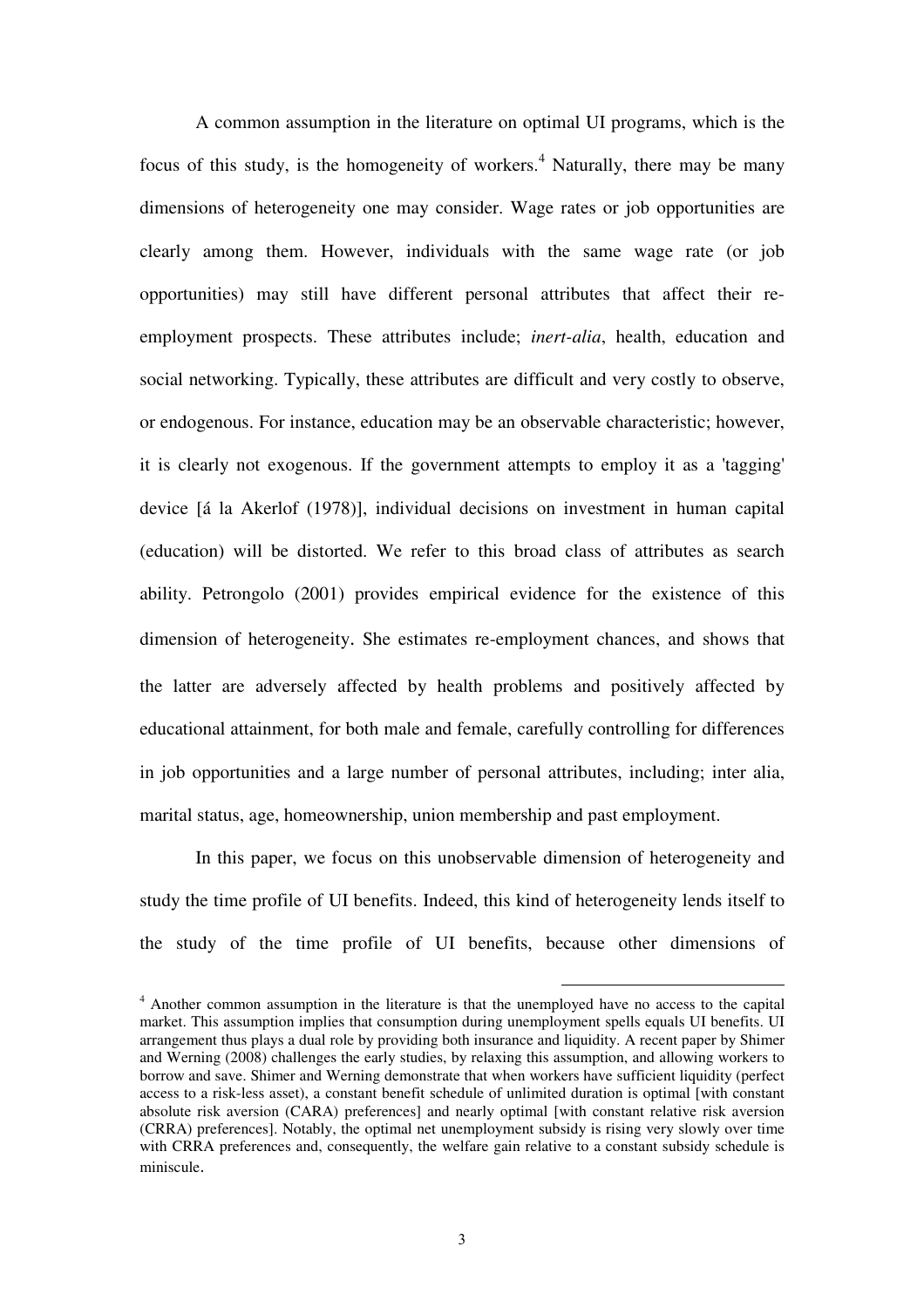A common assumption in the literature on optimal UI programs, which is the focus of this study, is the homogeneity of workers.[4] Naturally, there may be many dimensions of heterogeneity one may consider. Wage rates or job opportunities are clearly among them. However, individuals with the same wage rate (or job opportunities) may still have different personal attributes that affect their re-employment prospects. These attributes include; *inert-alia*, health, education and social networking. Typically, these attributes are difficult and very costly to observe, or endogenous. For instance, education may be an observable characteristic; however, it is clearly not exogenous. If the government attempts to employ it as a 'tagging' device [á la Akerlof (1978)], individual decisions on investment in human capital (education) will be distorted. We refer to this broad class of attributes as search ability. Petrongolo (2001) provides empirical evidence for the existence of this dimension of heterogeneity. She estimates re-employment chances, and shows that the latter are adversely affected by health problems and positively affected by educational attainment, for both male and female, carefully controlling for differences in job opportunities and a large number of personal attributes, including; inter alia, marital status, age, homeownership, union membership and past employment.

In this paper, we focus on this unobservable dimension of heterogeneity and study the time profile of UI benefits. Indeed, this kind of heterogeneity lends itself to the study of the time profile of UI benefits, because other dimensions of

[4] Another common assumption in the literature is that the unemployed have no access to the capital market. This assumption implies that consumption during unemployment spells equals UI benefits. UI arrangement thus plays a dual role by providing both insurance and liquidity. A recent paper by Shimer and Werning (2008) challenges the early studies, by relaxing this assumption, and allowing workers to borrow and save. Shimer and Werning demonstrate that when workers have sufficient liquidity (perfect access to a risk-less asset), a constant benefit schedule of unlimited duration is optimal [with constant absolute risk aversion (CARA) preferences] and nearly optimal [with constant relative risk aversion (CRRA) preferences]. Notably, the optimal net unemployment subsidy is rising very slowly over time with CRRA preferences and, consequently, the welfare gain relative to a constant subsidy schedule is miniscule.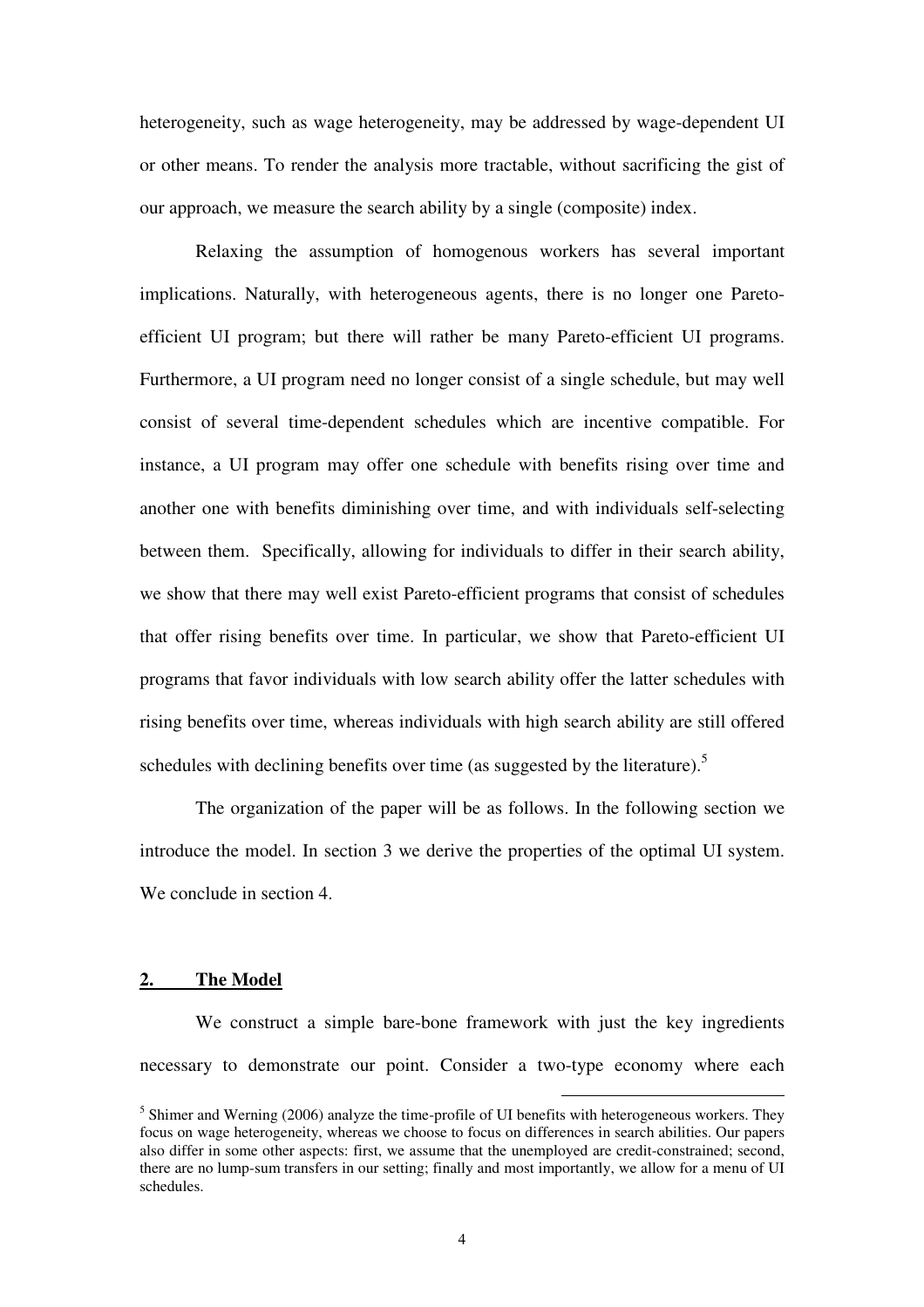heterogeneity, such as wage heterogeneity, may be addressed by wage-dependent UI or other means. To render the analysis more tractable, without sacrificing the gist of our approach, we measure the search ability by a single (composite) index.

Relaxing the assumption of homogenous workers has several important implications. Naturally, with heterogeneous agents, there is no longer one Pareto-efficient UI program; but there will rather be many Pareto-efficient UI programs. Furthermore, a UI program need no longer consist of a single schedule, but may well consist of several time-dependent schedules which are incentive compatible. For instance, a UI program may offer one schedule with benefits rising over time and another one with benefits diminishing over time, and with individuals self-selecting between them. Specifically, allowing for individuals to differ in their search ability, we show that there may well exist Pareto-efficient programs that consist of schedules that offer rising benefits over time. In particular, we show that Pareto-efficient UI programs that favor individuals with low search ability offer the latter schedules with rising benefits over time, whereas individuals with high search ability are still offered schedules with declining benefits over time (as suggested by the literature).[5]

The organization of the paper will be as follows. In the following section we introduce the model. In section 3 we derive the properties of the optimal UI system. We conclude in section 4.

## 2. The Model

We construct a simple bare-bone framework with just the key ingredients necessary to demonstrate our point. Consider a two-type economy where each

---

[5] Shimer and Werning (2006) analyze the time-profile of UI benefits with heterogeneous workers. They focus on wage heterogeneity, whereas we choose to focus on differences in search abilities. Our papers also differ in some other aspects: first, we assume that the unemployed are credit-constrained; second, there are no lump-sum transfers in our setting; finally and most importantly, we allow for a menu of UI schedules.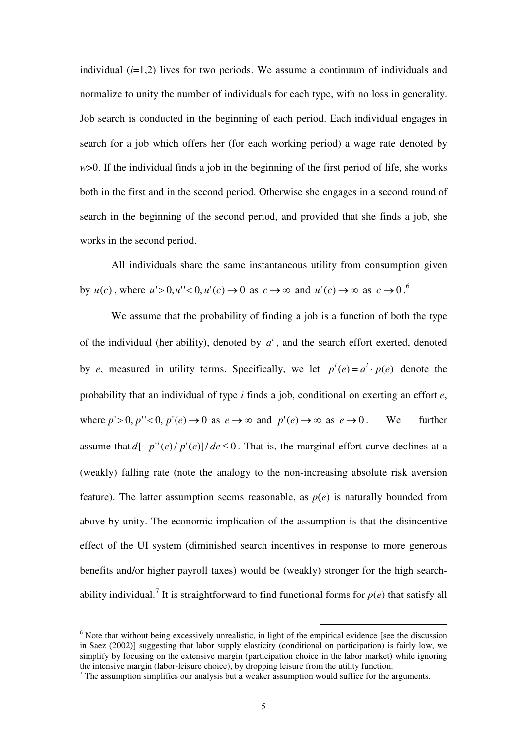individual ($i$=1,2) lives for two periods. We assume a continuum of individuals and normalize to unity the number of individuals for each type, with no loss in generality. Job search is conducted in the beginning of each period. Each individual engages in search for a job which offers her (for each working period) a wage rate denoted by $w$>0. If the individual finds a job in the beginning of the first period of life, she works both in the first and in the second period. Otherwise she engages in a second round of search in the beginning of the second period, and provided that she finds a job, she works in the second period.

All individuals share the same instantaneous utility from consumption given by $u(c)$, where $u'>0, u''<0, u'(c)\to 0$ as $c\to\infty$ and $u'(c)\to\infty$ as $c\to 0$.[6]

We assume that the probability of finding a job is a function of both the type of the individual (her ability), denoted by $a^i$, and the search effort exerted, denoted by $e$, measured in utility terms. Specifically, we let $p^i(e)=a^i\cdot p(e)$ denote the probability that an individual of type $i$ finds a job, conditional on exerting an effort $e$, where $p'>0, p''<0, p'(e)\to 0$ as $e\to\infty$ and $p'(e)\to\infty$ as $e\to 0$. We further assume that $d[-p''(e)/p'(e)]/de\leq 0$. That is, the marginal effort curve declines at a (weakly) falling rate (note the analogy to the non-increasing absolute risk aversion feature). The latter assumption seems reasonable, as $p(e)$ is naturally bounded from above by unity. The economic implication of the assumption is that the disincentive effect of the UI system (diminished search incentives in response to more generous benefits and/or higher payroll taxes) would be (weakly) stronger for the high search-ability individual.[7] It is straightforward to find functional forms for $p(e)$ that satisfy all

[6] Note that without being excessively unrealistic, in light of the empirical evidence [see the discussion in Saez (2002)] suggesting that labor supply elasticity (conditional on participation) is fairly low, we simplify by focusing on the extensive margin (participation choice in the labor market) while ignoring the intensive margin (labor-leisure choice), by dropping leisure from the utility function.

[7] The assumption simplifies our analysis but a weaker assumption would suffice for the arguments.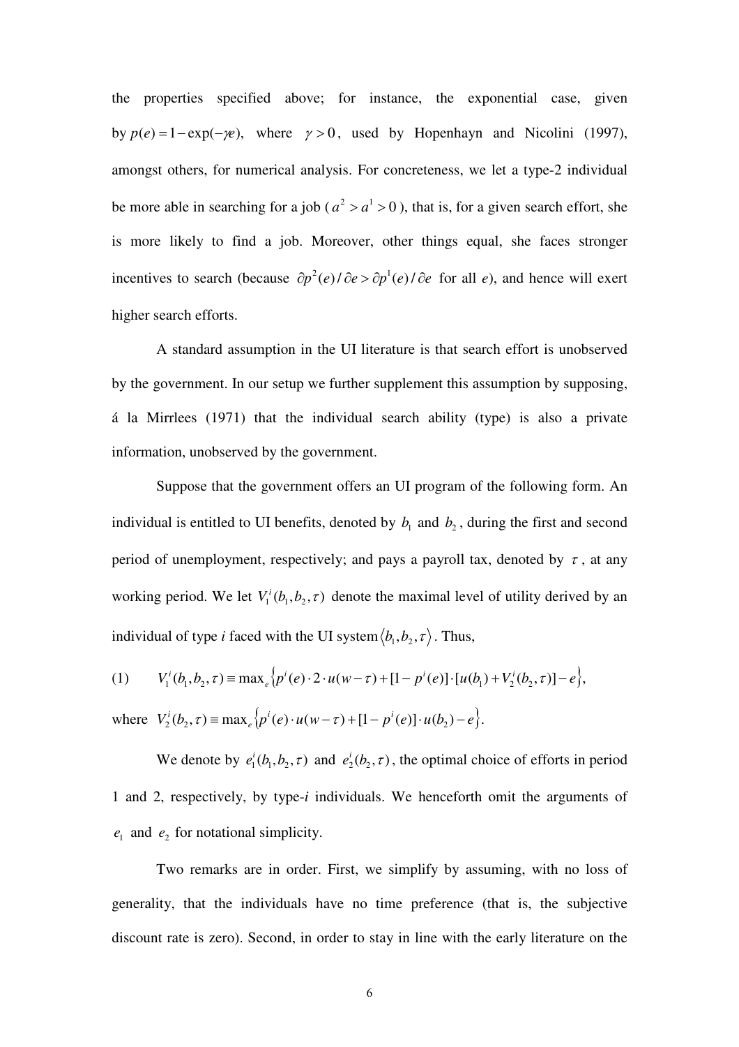the properties specified above; for instance, the exponential case, given by $p(e) = 1 - \exp(-\gamma e)$, where $\gamma > 0$, used by Hopenhayn and Nicolini (1997), amongst others, for numerical analysis. For concreteness, we let a type-2 individual be more able in searching for a job ($a^2 > a^1 > 0$), that is, for a given search effort, she is more likely to find a job. Moreover, other things equal, she faces stronger incentives to search (because $\partial p^2(e)/\partial e > \partial p^1(e)/\partial e$ for all *e*), and hence will exert higher search efforts.

A standard assumption in the UI literature is that search effort is unobserved by the government. In our setup we further supplement this assumption by supposing, á la Mirrlees (1971) that the individual search ability (type) is also a private information, unobserved by the government.

Suppose that the government offers an UI program of the following form. An individual is entitled to UI benefits, denoted by $b_1$ and $b_2$, during the first and second period of unemployment, respectively; and pays a payroll tax, denoted by $\tau$, at any working period. We let $V_1^i(b_1, b_2, \tau)$ denote the maximal level of utility derived by an individual of type *i* faced with the UI system $\langle b_1, b_2, \tau \rangle$. Thus,

$$(1) \qquad V_1^i(b_1, b_2, \tau) \equiv \max_e \left\{ p^i(e) \cdot 2 \cdot u(w - \tau) + [1 - p^i(e)] \cdot [u(b_1) + V_2^i(b_2, \tau)] - e \right\},$$

where $V_2^i(b_2, \tau) \equiv \max_e \left\{ p^i(e) \cdot u(w - \tau) + [1 - p^i(e)] \cdot u(b_2) - e \right\}$.

We denote by $e_1^i(b_1, b_2, \tau)$ and $e_2^i(b_2, \tau)$, the optimal choice of efforts in period 1 and 2, respectively, by type-*i* individuals. We henceforth omit the arguments of $e_1$ and $e_2$ for notational simplicity.

Two remarks are in order. First, we simplify by assuming, with no loss of generality, that the individuals have no time preference (that is, the subjective discount rate is zero). Second, in order to stay in line with the early literature on the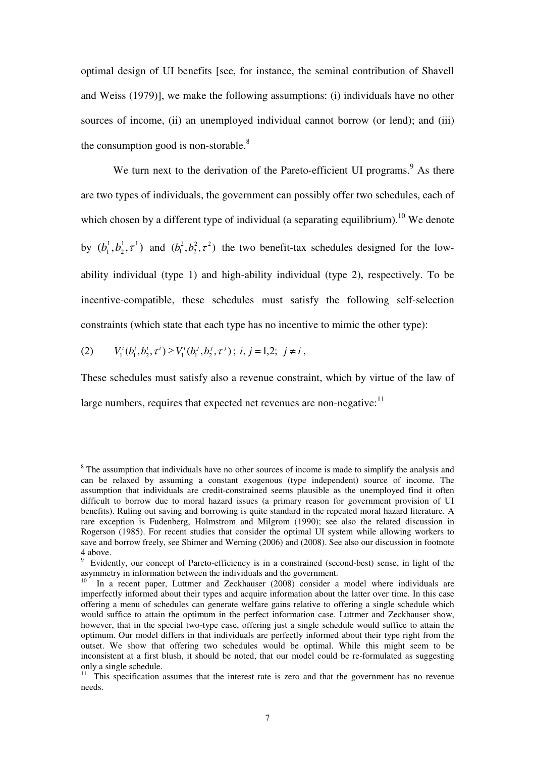optimal design of UI benefits [see, for instance, the seminal contribution of Shavell and Weiss (1979)], we make the following assumptions: (i) individuals have no other sources of income, (ii) an unemployed individual cannot borrow (or lend); and (iii) the consumption good is non-storable.[8]

We turn next to the derivation of the Pareto-efficient UI programs.[9] As there are two types of individuals, the government can possibly offer two schedules, each of which chosen by a different type of individual (a separating equilibrium).[10] We denote by $(b_1^1, b_2^1, \tau^1)$ and $(b_1^2, b_2^2, \tau^2)$ the two benefit-tax schedules designed for the low-ability individual (type 1) and high-ability individual (type 2), respectively. To be incentive-compatible, these schedules must satisfy the following self-selection constraints (which state that each type has no incentive to mimic the other type):

$$(2) \qquad V_1^i(b_1^i, b_2^i, \tau^i) \geq V_1^i(b_1^j, b_2^j, \tau^j);\ i, j = 1,2;\ j \neq i,$$

These schedules must satisfy also a revenue constraint, which by virtue of the law of large numbers, requires that expected net revenues are non-negative:[11]

---

[8] The assumption that individuals have no other sources of income is made to simplify the analysis and can be relaxed by assuming a constant exogenous (type independent) source of income. The assumption that individuals are credit-constrained seems plausible as the unemployed find it often difficult to borrow due to moral hazard issues (a primary reason for government provision of UI benefits). Ruling out saving and borrowing is quite standard in the repeated moral hazard literature. A rare exception is Fudenberg, Holmstrom and Milgrom (1990); see also the related discussion in Rogerson (1985). For recent studies that consider the optimal UI system while allowing workers to save and borrow freely, see Shimer and Werning (2006) and (2008). See also our discussion in footnote 4 above.

[9] Evidently, our concept of Pareto-efficiency is in a constrained (second-best) sense, in light of the asymmetry in information between the individuals and the government.

[10] In a recent paper, Luttmer and Zeckhauser (2008) consider a model where individuals are imperfectly informed about their types and acquire information about the latter over time. In this case offering a menu of schedules can generate welfare gains relative to offering a single schedule which would suffice to attain the optimum in the perfect information case. Luttmer and Zeckhauser show, however, that in the special two-type case, offering just a single schedule would suffice to attain the optimum. Our model differs in that individuals are perfectly informed about their type right from the outset. We show that offering two schedules would be optimal. While this might seem to be inconsistent at a first blush, it should be noted, that our model could be re-formulated as suggesting only a single schedule.

[11] This specification assumes that the interest rate is zero and that the government has no revenue needs.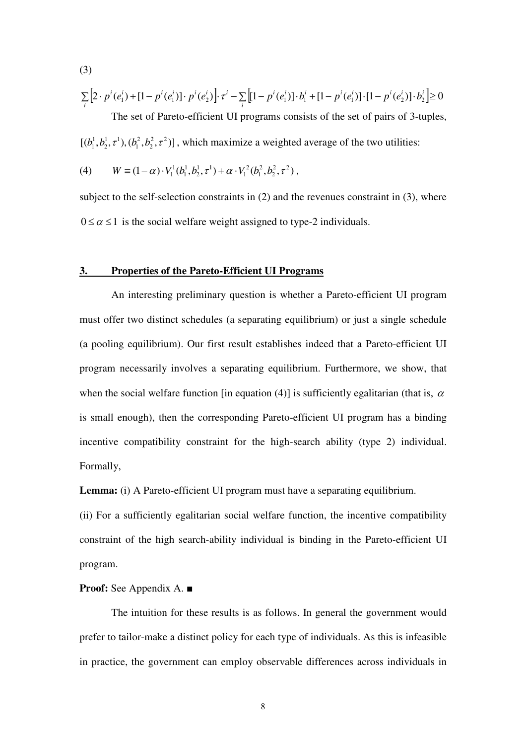(3)

$$\sum_i \left[2 \cdot p^i(e_1^i) + [1 - p^i(e_1^i)] \cdot p^i(e_2^i)\right] \cdot \tau^i - \sum_i \left[[1 - p^i(e_1^i)] \cdot b_1^i + [1 - p^i(e_1^i)] \cdot [1 - p^i(e_2^i)] \cdot b_2^i\right] \geq 0$$

The set of Pareto-efficient UI programs consists of the set of pairs of 3-tuples, $[(b_1^1, b_2^1, \tau^1), (b_1^2, b_2^2, \tau^2)]$, which maximize a weighted average of the two utilities:

$$(4) \qquad W \equiv (1 - \alpha) \cdot V_1^1(b_1^1, b_2^1, \tau^1) + \alpha \cdot V_1^2(b_1^2, b_2^2, \tau^2),$$

subject to the self-selection constraints in (2) and the revenues constraint in (3), where $0 \leq \alpha \leq 1$ is the social welfare weight assigned to type-2 individuals.

## 3. Properties of the Pareto-Efficient UI Programs

An interesting preliminary question is whether a Pareto-efficient UI program must offer two distinct schedules (a separating equilibrium) or just a single schedule (a pooling equilibrium). Our first result establishes indeed that a Pareto-efficient UI program necessarily involves a separating equilibrium. Furthermore, we show, that when the social welfare function [in equation (4)] is sufficiently egalitarian (that is, $\alpha$ is small enough), then the corresponding Pareto-efficient UI program has a binding incentive compatibility constraint for the high-search ability (type 2) individual. Formally,

**Lemma:** (i) A Pareto-efficient UI program must have a separating equilibrium.

(ii) For a sufficiently egalitarian social welfare function, the incentive compatibility constraint of the high search-ability individual is binding in the Pareto-efficient UI program.

**Proof:** See Appendix A. ■

The intuition for these results is as follows. In general the government would prefer to tailor-make a distinct policy for each type of individuals. As this is infeasible in practice, the government can employ observable differences across individuals in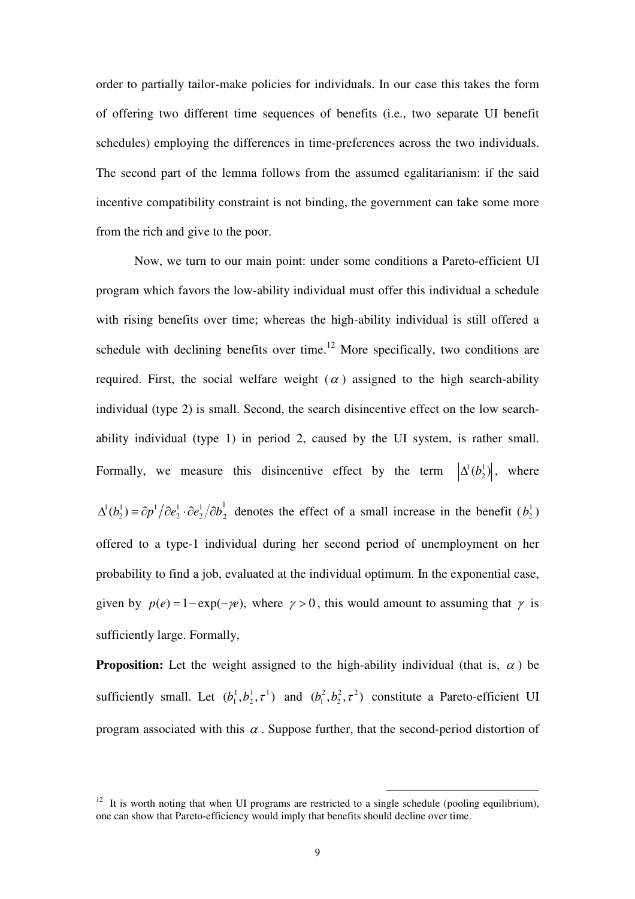order to partially tailor-make policies for individuals. In our case this takes the form of offering two different time sequences of benefits (i.e., two separate UI benefit schedules) employing the differences in time-preferences across the two individuals. The second part of the lemma follows from the assumed egalitarianism: if the said incentive compatibility constraint is not binding, the government can take some more from the rich and give to the poor.

Now, we turn to our main point: under some conditions a Pareto-efficient UI program which favors the low-ability individual must offer this individual a schedule with rising benefits over time; whereas the high-ability individual is still offered a schedule with declining benefits over time.[12] More specifically, two conditions are required. First, the social welfare weight ($\alpha$) assigned to the high search-ability individual (type 2) is small. Second, the search disincentive effect on the low search-ability individual (type 1) in period 2, caused by the UI system, is rather small. Formally, we measure this disincentive effect by the term $\left|\Delta^1(b_2^1)\right|$, where $\Delta^1(b_2^1) \equiv \partial p^1 / \partial e_2^1 \cdot \partial e_2^1 / \partial b_2^1$ denotes the effect of a small increase in the benefit ($b_2^1$) offered to a type-1 individual during her second period of unemployment on her probability to find a job, evaluated at the individual optimum. In the exponential case, given by $p(e) = 1 - \exp(-\gamma e)$, where $\gamma > 0$, this would amount to assuming that $\gamma$ is sufficiently large. Formally,

**Proposition:** Let the weight assigned to the high-ability individual (that is, $\alpha$) be sufficiently small. Let $(b_1^1, b_2^1, \tau^1)$ and $(b_1^2, b_2^2, \tau^2)$ constitute a Pareto-efficient UI program associated with this $\alpha$. Suppose further, that the second-period distortion of

[12] It is worth noting that when UI programs are restricted to a single schedule (pooling equilibrium), one can show that Pareto-efficiency would imply that benefits should decline over time.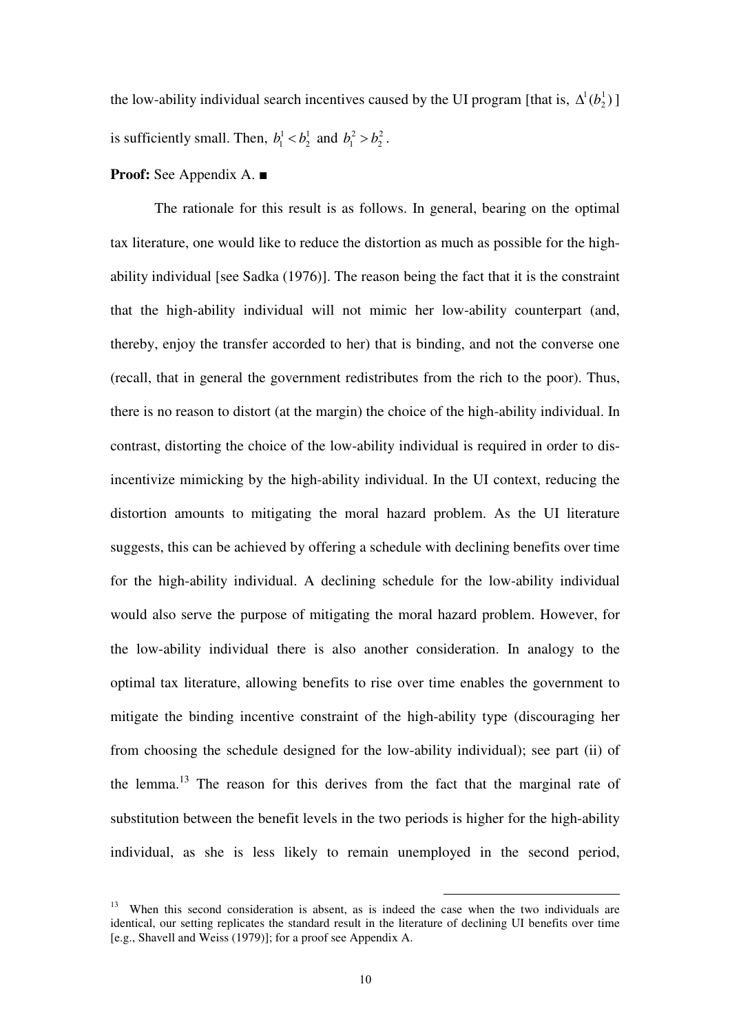the low-ability individual search incentives caused by the UI program [that is, $\Delta^1(b_2^1)$ ] is sufficiently small. Then, $b_1^1 < b_2^1$ and $b_1^2 > b_2^2$.

**Proof:** See Appendix A. ■

The rationale for this result is as follows. In general, bearing on the optimal tax literature, one would like to reduce the distortion as much as possible for the high-ability individual [see Sadka (1976)]. The reason being the fact that it is the constraint that the high-ability individual will not mimic her low-ability counterpart (and, thereby, enjoy the transfer accorded to her) that is binding, and not the converse one (recall, that in general the government redistributes from the rich to the poor). Thus, there is no reason to distort (at the margin) the choice of the high-ability individual. In contrast, distorting the choice of the low-ability individual is required in order to dis-incentivize mimicking by the high-ability individual. In the UI context, reducing the distortion amounts to mitigating the moral hazard problem. As the UI literature suggests, this can be achieved by offering a schedule with declining benefits over time for the high-ability individual. A declining schedule for the low-ability individual would also serve the purpose of mitigating the moral hazard problem. However, for the low-ability individual there is also another consideration. In analogy to the optimal tax literature, allowing benefits to rise over time enables the government to mitigate the binding incentive constraint of the high-ability type (discouraging her from choosing the schedule designed for the low-ability individual); see part (ii) of the lemma.[13] The reason for this derives from the fact that the marginal rate of substitution between the benefit levels in the two periods is higher for the high-ability individual, as she is less likely to remain unemployed in the second period,

[13] When this second consideration is absent, as is indeed the case when the two individuals are identical, our setting replicates the standard result in the literature of declining UI benefits over time [e.g., Shavell and Weiss (1979)]; for a proof see Appendix A.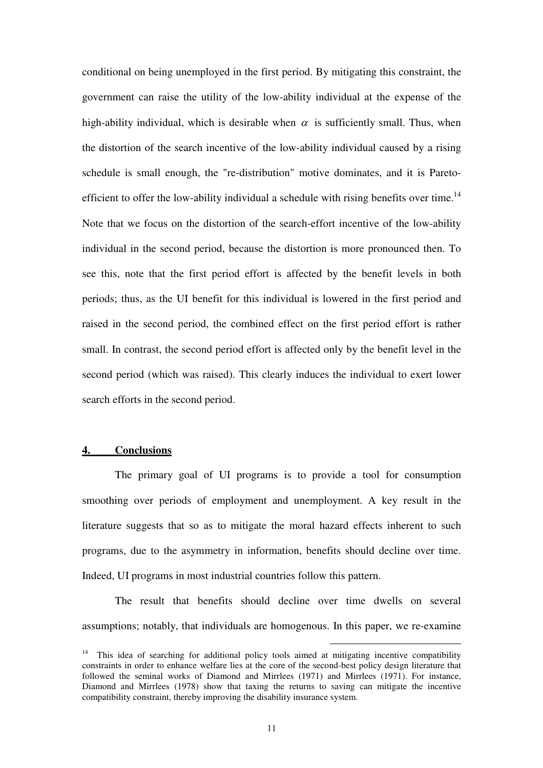conditional on being unemployed in the first period. By mitigating this constraint, the government can raise the utility of the low-ability individual at the expense of the high-ability individual, which is desirable when $\alpha$ is sufficiently small. Thus, when the distortion of the search incentive of the low-ability individual caused by a rising schedule is small enough, the "re-distribution" motive dominates, and it is Pareto-efficient to offer the low-ability individual a schedule with rising benefits over time.[14] Note that we focus on the distortion of the search-effort incentive of the low-ability individual in the second period, because the distortion is more pronounced then. To see this, note that the first period effort is affected by the benefit levels in both periods; thus, as the UI benefit for this individual is lowered in the first period and raised in the second period, the combined effect on the first period effort is rather small. In contrast, the second period effort is affected only by the benefit level in the second period (which was raised). This clearly induces the individual to exert lower search efforts in the second period.

## 4. Conclusions

The primary goal of UI programs is to provide a tool for consumption smoothing over periods of employment and unemployment. A key result in the literature suggests that so as to mitigate the moral hazard effects inherent to such programs, due to the asymmetry in information, benefits should decline over time. Indeed, UI programs in most industrial countries follow this pattern.

The result that benefits should decline over time dwells on several assumptions; notably, that individuals are homogenous. In this paper, we re-examine

[14] This idea of searching for additional policy tools aimed at mitigating incentive compatibility constraints in order to enhance welfare lies at the core of the second-best policy design literature that followed the seminal works of Diamond and Mirrlees (1971) and Mirrlees (1971). For instance, Diamond and Mirrlees (1978) show that taxing the returns to saving can mitigate the incentive compatibility constraint, thereby improving the disability insurance system.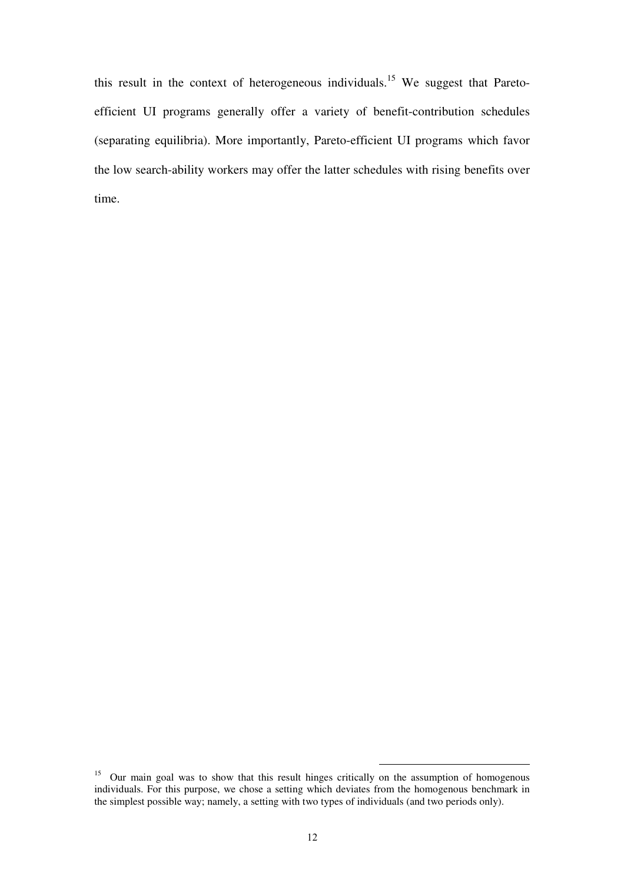this result in the context of heterogeneous individuals.[15] We suggest that Pareto-efficient UI programs generally offer a variety of benefit-contribution schedules (separating equilibria). More importantly, Pareto-efficient UI programs which favor the low search-ability workers may offer the latter schedules with rising benefits over time.

---

[15] Our main goal was to show that this result hinges critically on the assumption of homogenous individuals. For this purpose, we chose a setting which deviates from the homogenous benchmark in the simplest possible way; namely, a setting with two types of individuals (and two periods only).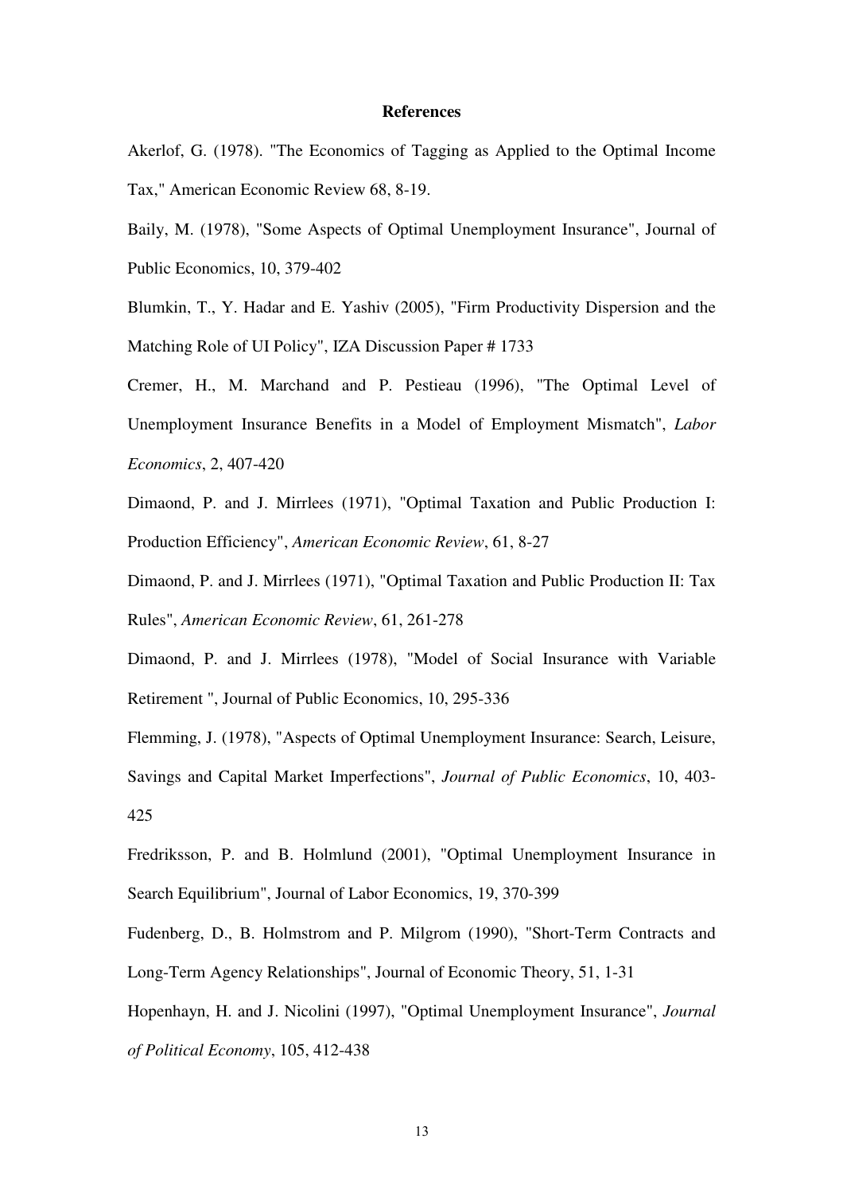# References

Akerlof, G. (1978). "The Economics of Tagging as Applied to the Optimal Income Tax," American Economic Review 68, 8-19.

Baily, M. (1978), "Some Aspects of Optimal Unemployment Insurance", Journal of Public Economics, 10, 379-402

Blumkin, T., Y. Hadar and E. Yashiv (2005), "Firm Productivity Dispersion and the Matching Role of UI Policy", IZA Discussion Paper # 1733

Cremer, H., M. Marchand and P. Pestieau (1996), "The Optimal Level of Unemployment Insurance Benefits in a Model of Employment Mismatch", *Labor Economics*, 2, 407-420

Dimaond, P. and J. Mirrlees (1971), "Optimal Taxation and Public Production I: Production Efficiency", *American Economic Review*, 61, 8-27

Dimaond, P. and J. Mirrlees (1971), "Optimal Taxation and Public Production II: Tax Rules", *American Economic Review*, 61, 261-278

Dimaond, P. and J. Mirrlees (1978), "Model of Social Insurance with Variable Retirement ", Journal of Public Economics, 10, 295-336

Flemming, J. (1978), "Aspects of Optimal Unemployment Insurance: Search, Leisure, Savings and Capital Market Imperfections", *Journal of Public Economics*, 10, 403-425

Fredriksson, P. and B. Holmlund (2001), "Optimal Unemployment Insurance in Search Equilibrium", Journal of Labor Economics, 19, 370-399

Fudenberg, D., B. Holmstrom and P. Milgrom (1990), "Short-Term Contracts and Long-Term Agency Relationships", Journal of Economic Theory, 51, 1-31

Hopenhayn, H. and J. Nicolini (1997), "Optimal Unemployment Insurance", *Journal of Political Economy*, 105, 412-438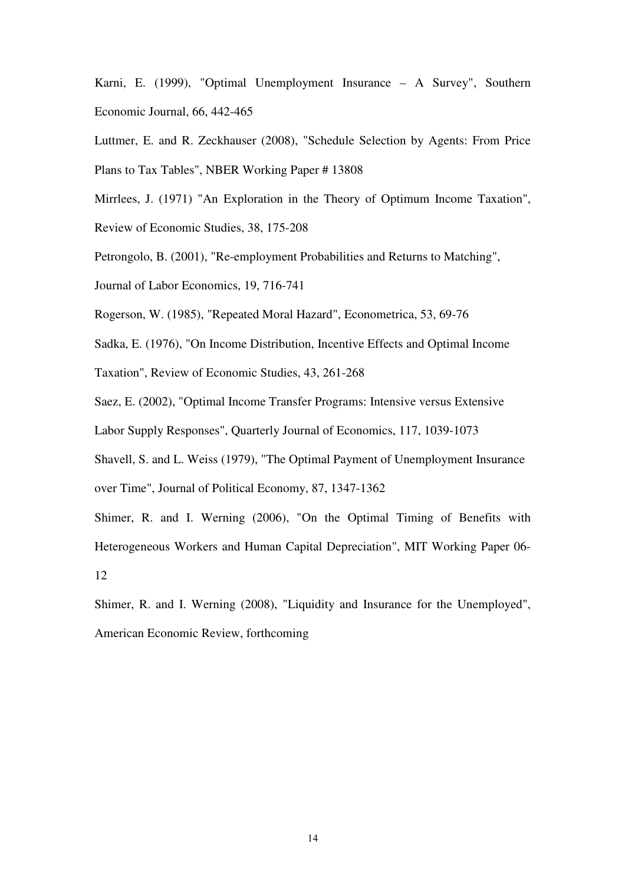Karni, E. (1999), "Optimal Unemployment Insurance – A Survey", Southern Economic Journal, 66, 442-465

Luttmer, E. and R. Zeckhauser (2008), "Schedule Selection by Agents: From Price Plans to Tax Tables", NBER Working Paper # 13808

Mirrlees, J. (1971) "An Exploration in the Theory of Optimum Income Taxation", Review of Economic Studies, 38, 175-208

Petrongolo, B. (2001), "Re-employment Probabilities and Returns to Matching", Journal of Labor Economics, 19, 716-741

Rogerson, W. (1985), "Repeated Moral Hazard", Econometrica, 53, 69-76

Sadka, E. (1976), "On Income Distribution, Incentive Effects and Optimal Income Taxation", Review of Economic Studies, 43, 261-268

Saez, E. (2002), "Optimal Income Transfer Programs: Intensive versus Extensive Labor Supply Responses", Quarterly Journal of Economics, 117, 1039-1073

Shavell, S. and L. Weiss (1979), "The Optimal Payment of Unemployment Insurance over Time", Journal of Political Economy, 87, 1347-1362

Shimer, R. and I. Werning (2006), "On the Optimal Timing of Benefits with Heterogeneous Workers and Human Capital Depreciation", MIT Working Paper 06-12

Shimer, R. and I. Werning (2008), "Liquidity and Insurance for the Unemployed", American Economic Review, forthcoming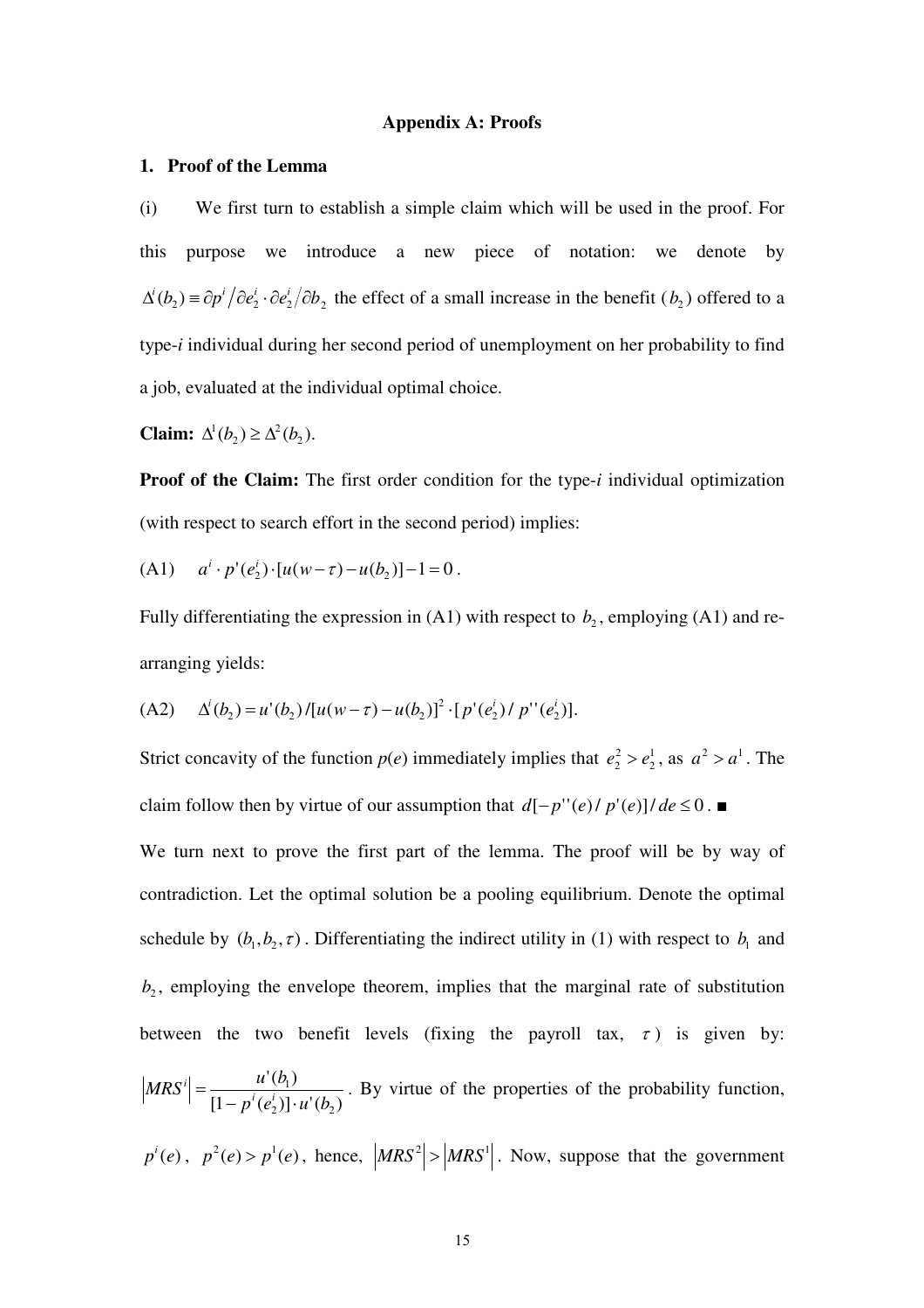# Appendix A: Proofs

## 1. Proof of the Lemma

(i) We first turn to establish a simple claim which will be used in the proof. For this purpose we introduce a new piece of notation: we denote by $\Delta^i(b_2) \equiv \partial p^i / \partial e_2^i \cdot \partial e_2^i / \partial b_2$ the effect of a small increase in the benefit ($b_2$) offered to a type-*i* individual during her second period of unemployment on her probability to find a job, evaluated at the individual optimal choice.

**Claim:** $\Delta^1(b_2) \geq \Delta^2(b_2)$.

**Proof of the Claim:** The first order condition for the type-*i* individual optimization (with respect to search effort in the second period) implies:

(A1) $\quad a^i \cdot p'(e_2^i) \cdot [u(w-\tau) - u(b_2)] - 1 = 0$.

Fully differentiating the expression in (A1) with respect to $b_2$, employing (A1) and re-arranging yields:

(A2) $\quad \Delta^i(b_2) = u'(b_2) / [u(w-\tau) - u(b_2)]^2 \cdot [p'(e_2^i) / p''(e_2^i)]$.

Strict concavity of the function *p*(*e*) immediately implies that $e_2^2 > e_2^1$, as $a^2 > a^1$. The claim follow then by virtue of our assumption that $d[-p''(e)/p'(e)]/de \leq 0$. ■

We turn next to prove the first part of the lemma. The proof will be by way of contradiction. Let the optimal solution be a pooling equilibrium. Denote the optimal schedule by $(b_1, b_2, \tau)$. Differentiating the indirect utility in (1) with respect to $b_1$ and $b_2$, employing the envelope theorem, implies that the marginal rate of substitution between the two benefit levels (fixing the payroll tax, $\tau$) is given by: $\left|MRS^i\right| = \dfrac{u'(b_1)}{[1 - p^i(e_2^i)] \cdot u'(b_2)}$. By virtue of the properties of the probability function, $p^i(e)$, $p^2(e) > p^1(e)$, hence, $\left|MRS^2\right| > \left|MRS^1\right|$. Now, suppose that the government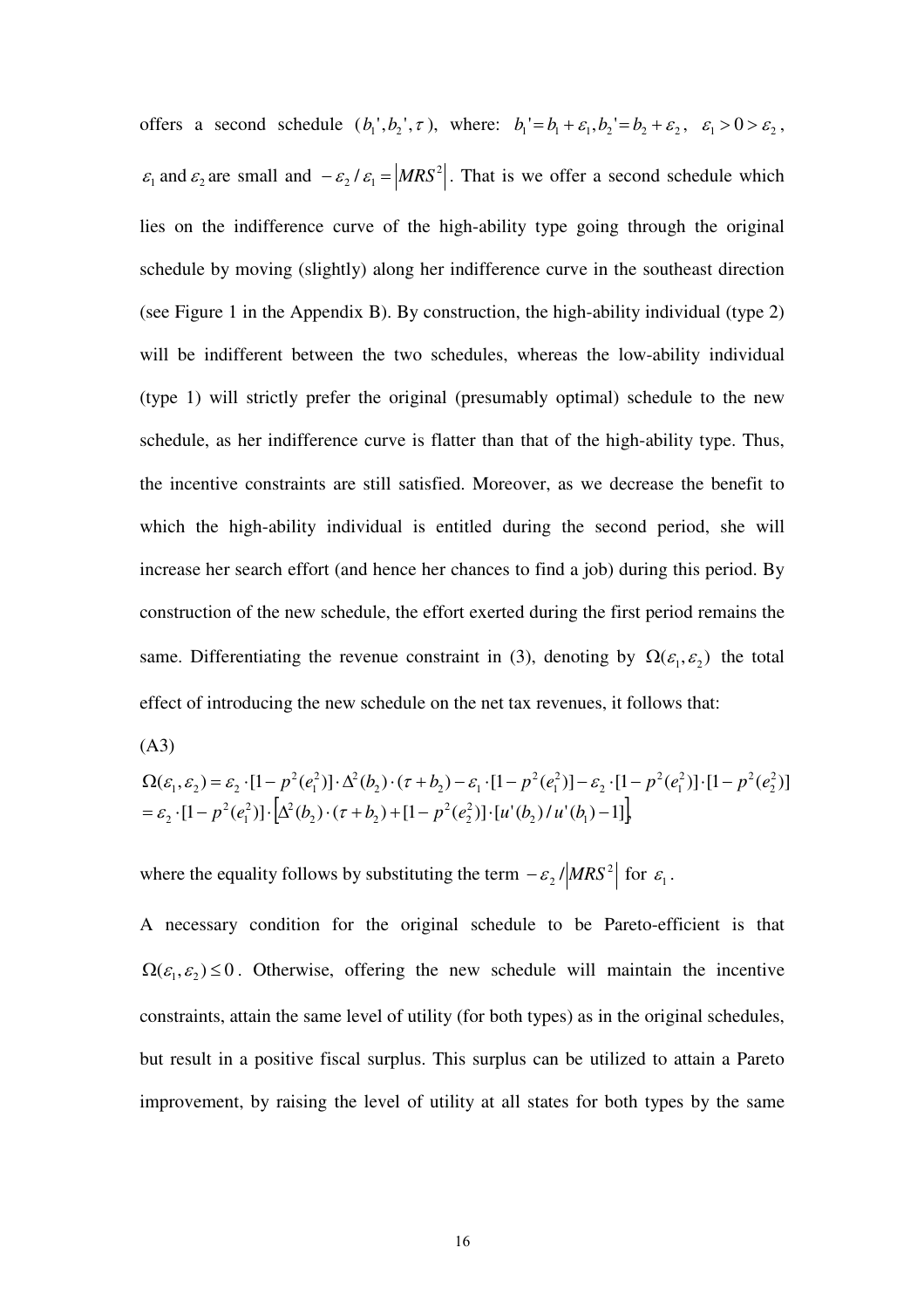offers a second schedule $(b_1', b_2', \tau)$, where: $b_1' = b_1 + \varepsilon_1, b_2' = b_2 + \varepsilon_2$, $\varepsilon_1 > 0 > \varepsilon_2$, $\varepsilon_1$ and $\varepsilon_2$ are small and $-\varepsilon_2 / \varepsilon_1 = \left|MRS^2\right|$. That is we offer a second schedule which lies on the indifference curve of the high-ability type going through the original schedule by moving (slightly) along her indifference curve in the southeast direction (see Figure 1 in the Appendix B). By construction, the high-ability individual (type 2) will be indifferent between the two schedules, whereas the low-ability individual (type 1) will strictly prefer the original (presumably optimal) schedule to the new schedule, as her indifference curve is flatter than that of the high-ability type. Thus, the incentive constraints are still satisfied. Moreover, as we decrease the benefit to which the high-ability individual is entitled during the second period, she will increase her search effort (and hence her chances to find a job) during this period. By construction of the new schedule, the effort exerted during the first period remains the same. Differentiating the revenue constraint in (3), denoting by $\Omega(\varepsilon_1, \varepsilon_2)$ the total effect of introducing the new schedule on the net tax revenues, it follows that:

(A3)

$$
\begin{aligned}
\Omega(\varepsilon_1, \varepsilon_2) &= \varepsilon_2 \cdot [1 - p^2(e_1^2)] \cdot \Delta^2(b_2) \cdot (\tau + b_2) - \varepsilon_1 \cdot [1 - p^2(e_1^2)] - \varepsilon_2 \cdot [1 - p^2(e_1^2)] \cdot [1 - p^2(e_2^2)] \\
&= \varepsilon_2 \cdot [1 - p^2(e_1^2)] \cdot \left[\Delta^2(b_2) \cdot (\tau + b_2) + [1 - p^2(e_2^2)] \cdot [u'(b_2)/u'(b_1) - 1]\right],
\end{aligned}
$$

where the equality follows by substituting the term $-\varepsilon_2 / \left|MRS^2\right|$ for $\varepsilon_1$.

A necessary condition for the original schedule to be Pareto-efficient is that $\Omega(\varepsilon_1, \varepsilon_2) \leq 0$. Otherwise, offering the new schedule will maintain the incentive constraints, attain the same level of utility (for both types) as in the original schedules, but result in a positive fiscal surplus. This surplus can be utilized to attain a Pareto improvement, by raising the level of utility at all states for both types by the same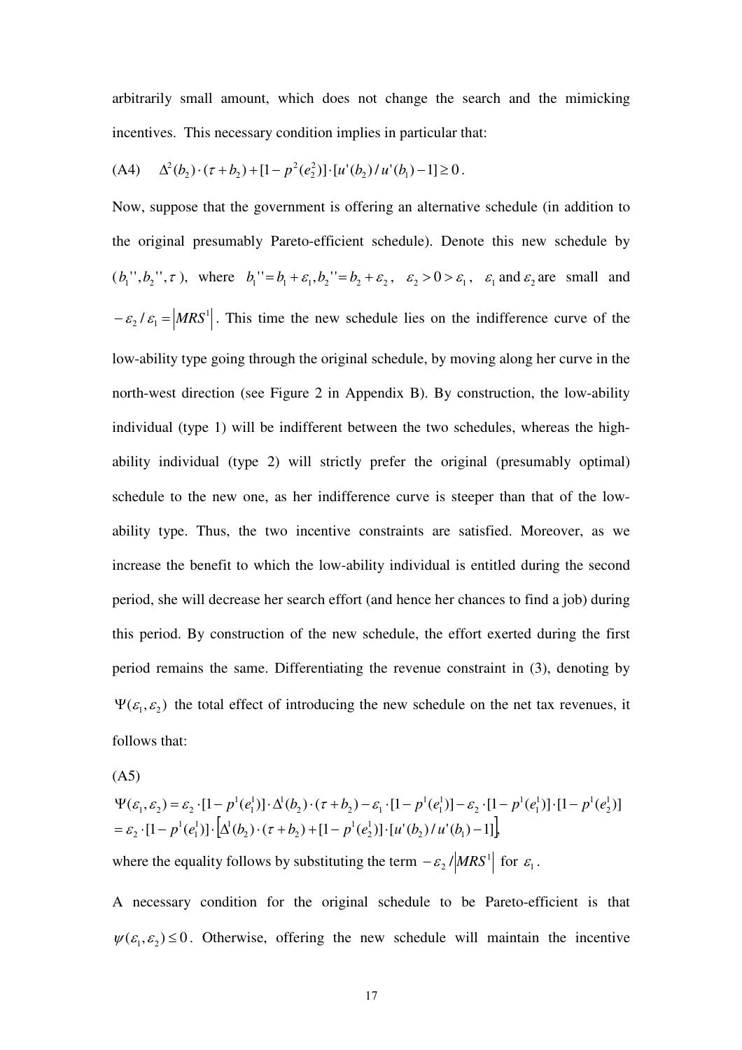arbitrarily small amount, which does not change the search and the mimicking incentives. This necessary condition implies in particular that:

(A4) $\quad \Delta^2(b_2)\cdot(\tau+b_2)+[1-p^2(e_2^2)]\cdot[u'(b_2)/u'(b_1)-1]\geq 0$.

Now, suppose that the government is offering an alternative schedule (in addition to the original presumably Pareto-efficient schedule). Denote this new schedule by $(b_1'', b_2'', \tau)$, where $b_1''=b_1+\varepsilon_1, b_2''=b_2+\varepsilon_2$, $\varepsilon_2>0>\varepsilon_1$, $\varepsilon_1$ and $\varepsilon_2$ are small and $-\varepsilon_2/\varepsilon_1=\left|MRS^1\right|$. This time the new schedule lies on the indifference curve of the low-ability type going through the original schedule, by moving along her curve in the north-west direction (see Figure 2 in Appendix B). By construction, the low-ability individual (type 1) will be indifferent between the two schedules, whereas the high-ability individual (type 2) will strictly prefer the original (presumably optimal) schedule to the new one, as her indifference curve is steeper than that of the low-ability type. Thus, the two incentive constraints are satisfied. Moreover, as we increase the benefit to which the low-ability individual is entitled during the second period, she will decrease her search effort (and hence her chances to find a job) during this period. By construction of the new schedule, the effort exerted during the first period remains the same. Differentiating the revenue constraint in (3), denoting by $\Psi(\varepsilon_1,\varepsilon_2)$ the total effect of introducing the new schedule on the net tax revenues, it follows that:

(A5)

$$\Psi(\varepsilon_1,\varepsilon_2)=\varepsilon_2\cdot[1-p^1(e_1^1)]\cdot\Delta^1(b_2)\cdot(\tau+b_2)-\varepsilon_1\cdot[1-p^1(e_1^1)]-\varepsilon_2\cdot[1-p^1(e_1^1)]\cdot[1-p^1(e_2^1)]$$
$$=\varepsilon_2\cdot[1-p^1(e_1^1)]\cdot\left[\Delta^1(b_2)\cdot(\tau+b_2)+[1-p^1(e_2^1)]\cdot[u'(b_2)/u'(b_1)-1]\right],$$

where the equality follows by substituting the term $-\varepsilon_2/\left|MRS^1\right|$ for $\varepsilon_1$.

A necessary condition for the original schedule to be Pareto-efficient is that $\psi(\varepsilon_1,\varepsilon_2)\leq 0$. Otherwise, offering the new schedule will maintain the incentive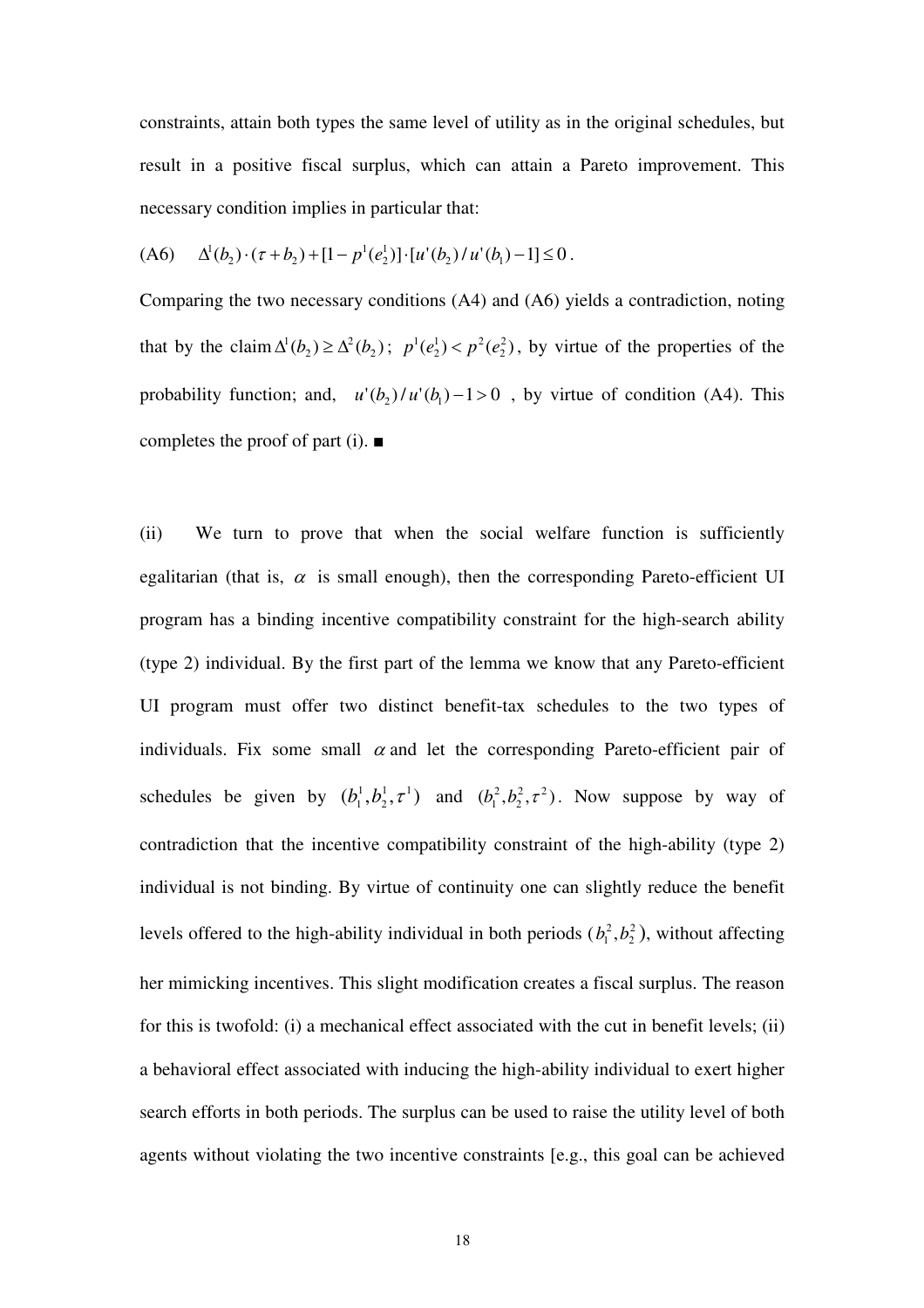constraints, attain both types the same level of utility as in the original schedules, but result in a positive fiscal surplus, which can attain a Pareto improvement. This necessary condition implies in particular that:

$$\text{(A6)} \quad \Delta^1(b_2)\cdot(\tau + b_2) + [1 - p^1(e_2^1)]\cdot[u'(b_2)/u'(b_1) - 1] \leq 0\,.$$

Comparing the two necessary conditions (A4) and (A6) yields a contradiction, noting that by the claim $\Delta^1(b_2) \geq \Delta^2(b_2)$; $p^1(e_2^1) < p^2(e_2^2)$, by virtue of the properties of the probability function; and, $u'(b_2)/u'(b_1) - 1 > 0$ , by virtue of condition (A4). This completes the proof of part (i). ■

(ii) We turn to prove that when the social welfare function is sufficiently egalitarian (that is, $\alpha$ is small enough), then the corresponding Pareto-efficient UI program has a binding incentive compatibility constraint for the high-search ability (type 2) individual. By the first part of the lemma we know that any Pareto-efficient UI program must offer two distinct benefit-tax schedules to the two types of individuals. Fix some small $\alpha$ and let the corresponding Pareto-efficient pair of schedules be given by $(b_1^1, b_2^1, \tau^1)$ and $(b_1^2, b_2^2, \tau^2)$. Now suppose by way of contradiction that the incentive compatibility constraint of the high-ability (type 2) individual is not binding. By virtue of continuity one can slightly reduce the benefit levels offered to the high-ability individual in both periods $(b_1^2, b_2^2)$, without affecting her mimicking incentives. This slight modification creates a fiscal surplus. The reason for this is twofold: (i) a mechanical effect associated with the cut in benefit levels; (ii) a behavioral effect associated with inducing the high-ability individual to exert higher search efforts in both periods. The surplus can be used to raise the utility level of both agents without violating the two incentive constraints [e.g., this goal can be achieved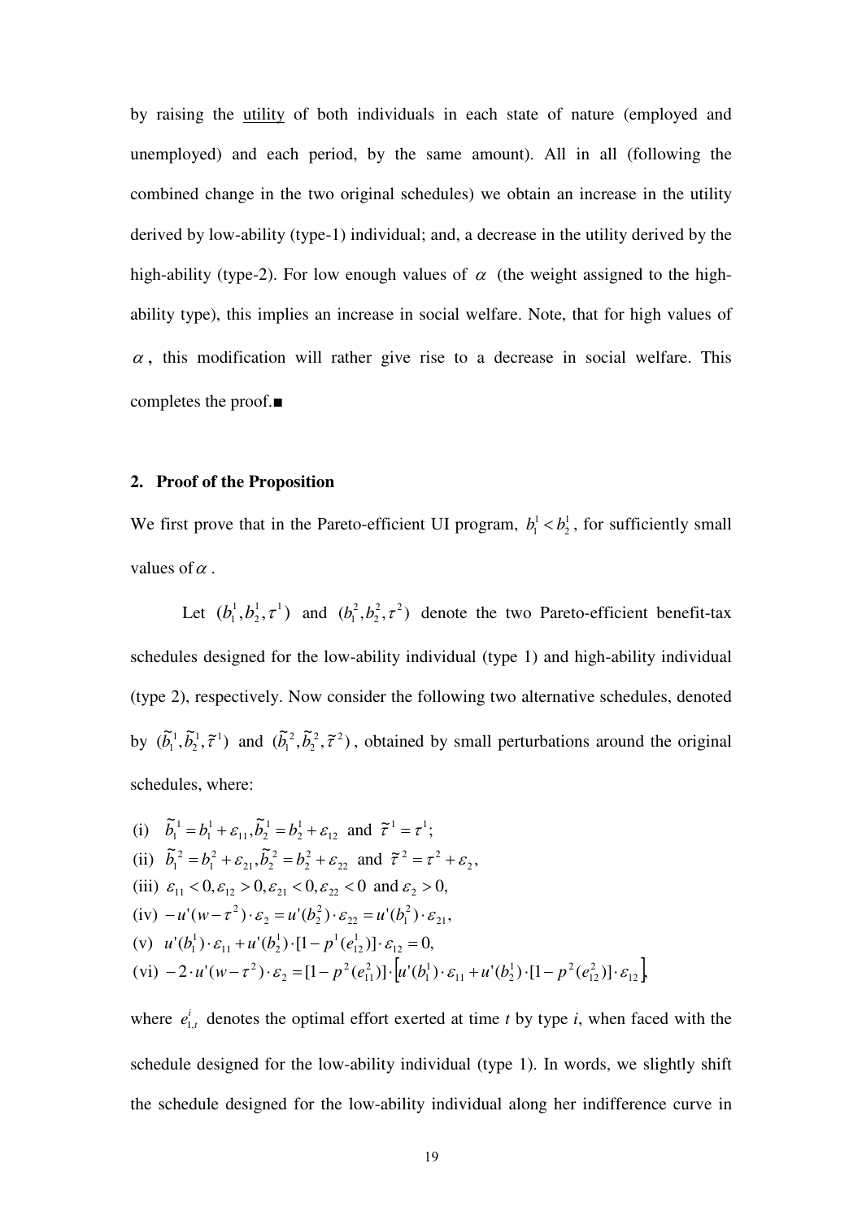by raising the utility of both individuals in each state of nature (employed and unemployed) and each period, by the same amount). All in all (following the combined change in the two original schedules) we obtain an increase in the utility derived by low-ability (type-1) individual; and, a decrease in the utility derived by the high-ability (type-2). For low enough values of $\alpha$ (the weight assigned to the high-ability type), this implies an increase in social welfare. Note, that for high values of $\alpha$, this modification will rather give rise to a decrease in social welfare. This completes the proof.■

## 2. Proof of the Proposition

We first prove that in the Pareto-efficient UI program, $b_1^1 < b_2^1$, for sufficiently small values of $\alpha$.

Let $(b_1^1, b_2^1, \tau^1)$ and $(b_1^2, b_2^2, \tau^2)$ denote the two Pareto-efficient benefit-tax schedules designed for the low-ability individual (type 1) and high-ability individual (type 2), respectively. Now consider the following two alternative schedules, denoted by $(\tilde{b}_1^1, \tilde{b}_2^1, \tilde{\tau}^1)$ and $(\tilde{b}_1^2, \tilde{b}_2^2, \tilde{\tau}^2)$, obtained by small perturbations around the original schedules, where:

(i) $\tilde{b}_1^1 = b_1^1 + \varepsilon_{11}, \tilde{b}_2^1 = b_2^1 + \varepsilon_{12}$ and $\tilde{\tau}^1 = \tau^1$;

(ii) $\tilde{b}_1^2 = b_1^2 + \varepsilon_{21}, \tilde{b}_2^2 = b_2^2 + \varepsilon_{22}$ and $\tilde{\tau}^2 = \tau^2 + \varepsilon_2$,

(iii) $\varepsilon_{11} < 0, \varepsilon_{12} > 0, \varepsilon_{21} < 0, \varepsilon_{22} < 0$ and $\varepsilon_2 > 0$,

(iv) $-u'(w - \tau^2) \cdot \varepsilon_2 = u'(b_2^2) \cdot \varepsilon_{22} = u'(b_1^2) \cdot \varepsilon_{21}$,

(v) $u'(b_1^1) \cdot \varepsilon_{11} + u'(b_2^1) \cdot [1 - p^1(e_{12}^1)] \cdot \varepsilon_{12} = 0$,

(vi) $-2 \cdot u'(w - \tau^2) \cdot \varepsilon_2 = [1 - p^2(e_{11}^2)] \cdot \left[u'(b_1^1) \cdot \varepsilon_{11} + u'(b_2^1) \cdot [1 - p^2(e_{12}^2)] \cdot \varepsilon_{12}\right]$,

where $e_{1,t}^i$ denotes the optimal effort exerted at time *t* by type *i*, when faced with the schedule designed for the low-ability individual (type 1). In words, we slightly shift the schedule designed for the low-ability individual along her indifference curve in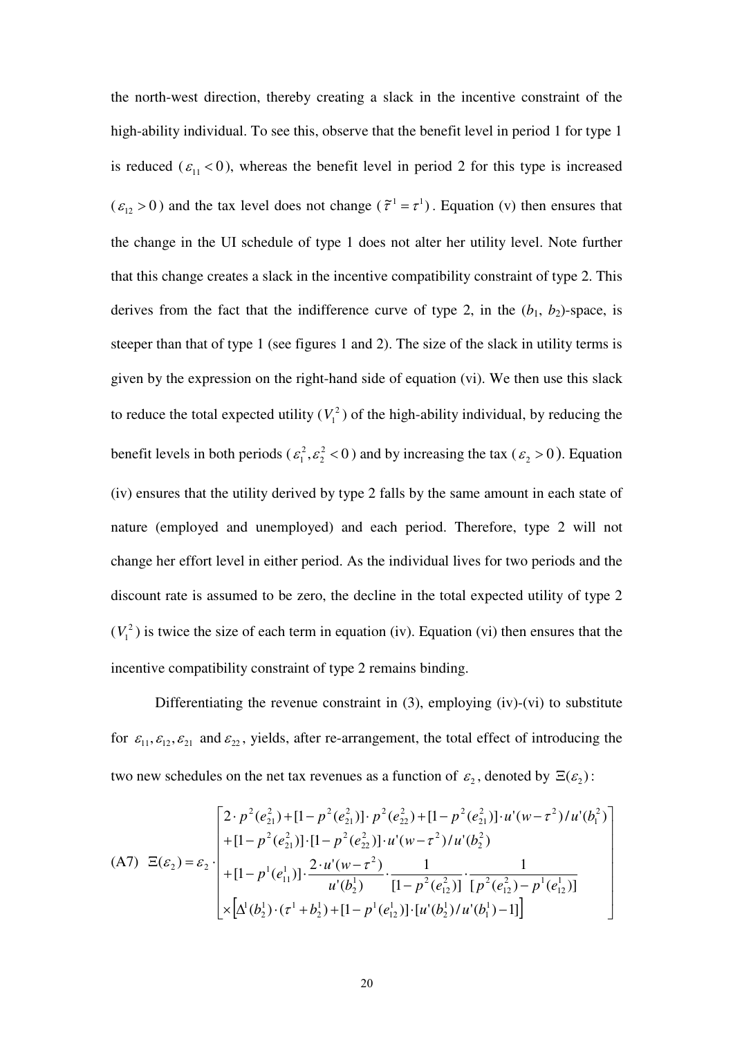the north-west direction, thereby creating a slack in the incentive constraint of the high-ability individual. To see this, observe that the benefit level in period 1 for type 1 is reduced ($\varepsilon_{11} < 0$), whereas the benefit level in period 2 for this type is increased ($\varepsilon_{12} > 0$) and the tax level does not change ($\tilde{\tau}^1 = \tau^1$). Equation (v) then ensures that the change in the UI schedule of type 1 does not alter her utility level. Note further that this change creates a slack in the incentive compatibility constraint of type 2. This derives from the fact that the indifference curve of type 2, in the ($b_1$, $b_2$)-space, is steeper than that of type 1 (see figures 1 and 2). The size of the slack in utility terms is given by the expression on the right-hand side of equation (vi). We then use this slack to reduce the total expected utility ($V_1^2$) of the high-ability individual, by reducing the benefit levels in both periods ($\varepsilon_1^2, \varepsilon_2^2 < 0$) and by increasing the tax ($\varepsilon_2 > 0$). Equation (iv) ensures that the utility derived by type 2 falls by the same amount in each state of nature (employed and unemployed) and each period. Therefore, type 2 will not change her effort level in either period. As the individual lives for two periods and the discount rate is assumed to be zero, the decline in the total expected utility of type 2 ($V_1^2$) is twice the size of each term in equation (iv). Equation (vi) then ensures that the incentive compatibility constraint of type 2 remains binding.

Differentiating the revenue constraint in (3), employing (iv)-(vi) to substitute for $\varepsilon_{11}, \varepsilon_{12}, \varepsilon_{21}$ and $\varepsilon_{22}$, yields, after re-arrangement, the total effect of introducing the two new schedules on the net tax revenues as a function of $\varepsilon_2$, denoted by $\Xi(\varepsilon_2)$:

$$
\text{(A7)} \quad \Xi(\varepsilon_2) = \varepsilon_2 \cdot \begin{bmatrix} 2 \cdot p^2(e_{21}^2) + [1 - p^2(e_{21}^2)] \cdot p^2(e_{22}^2) + [1 - p^2(e_{21}^2)] \cdot u'(w - \tau^2) / u'(b_1^2) \\ + [1 - p^2(e_{21}^2)] \cdot [1 - p^2(e_{22}^2)] \cdot u'(w - \tau^2) / u'(b_2^2) \\ + [1 - p^1(e_{11}^1)] \cdot \dfrac{2 \cdot u'(w - \tau^2)}{u'(b_2^1)} \cdot \dfrac{1}{[1 - p^2(e_{12}^2)]} \cdot \dfrac{1}{[p^2(e_{12}^2) - p^1(e_{12}^1)]} \\ \times \left[ \Delta^1(b_2^1) \cdot (\tau^1 + b_2^1) + [1 - p^1(e_{12}^1)] \cdot [u'(b_2^1) / u'(b_1^1) - 1] \right] \end{bmatrix}
$$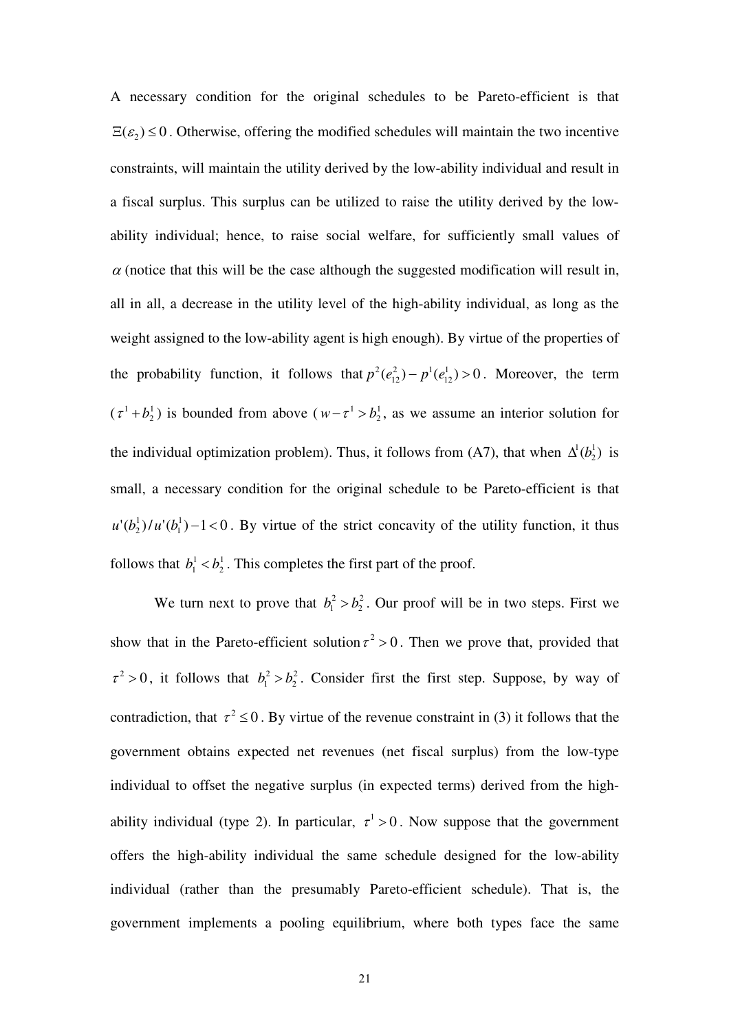A necessary condition for the original schedules to be Pareto-efficient is that $\Xi(\varepsilon_2) \leq 0$. Otherwise, offering the modified schedules will maintain the two incentive constraints, will maintain the utility derived by the low-ability individual and result in a fiscal surplus. This surplus can be utilized to raise the utility derived by the low-ability individual; hence, to raise social welfare, for sufficiently small values of $\alpha$ (notice that this will be the case although the suggested modification will result in, all in all, a decrease in the utility level of the high-ability individual, as long as the weight assigned to the low-ability agent is high enough). By virtue of the properties of the probability function, it follows that $p^2(e_{12}^2) - p^1(e_{12}^1) > 0$. Moreover, the term $(\tau^1 + b_2^1)$ is bounded from above ($w - \tau^1 > b_2^1$, as we assume an interior solution for the individual optimization problem). Thus, it follows from (A7), that when $\Delta^1(b_2^1)$ is small, a necessary condition for the original schedule to be Pareto-efficient is that $u'(b_2^1)/u'(b_1^1) - 1 < 0$. By virtue of the strict concavity of the utility function, it thus follows that $b_1^1 < b_2^1$. This completes the first part of the proof.

We turn next to prove that $b_1^2 > b_2^2$. Our proof will be in two steps. First we show that in the Pareto-efficient solution $\tau^2 > 0$. Then we prove that, provided that $\tau^2 > 0$, it follows that $b_1^2 > b_2^2$. Consider first the first step. Suppose, by way of contradiction, that $\tau^2 \leq 0$. By virtue of the revenue constraint in (3) it follows that the government obtains expected net revenues (net fiscal surplus) from the low-type individual to offset the negative surplus (in expected terms) derived from the high-ability individual (type 2). In particular, $\tau^1 > 0$. Now suppose that the government offers the high-ability individual the same schedule designed for the low-ability individual (rather than the presumably Pareto-efficient schedule). That is, the government implements a pooling equilibrium, where both types face the same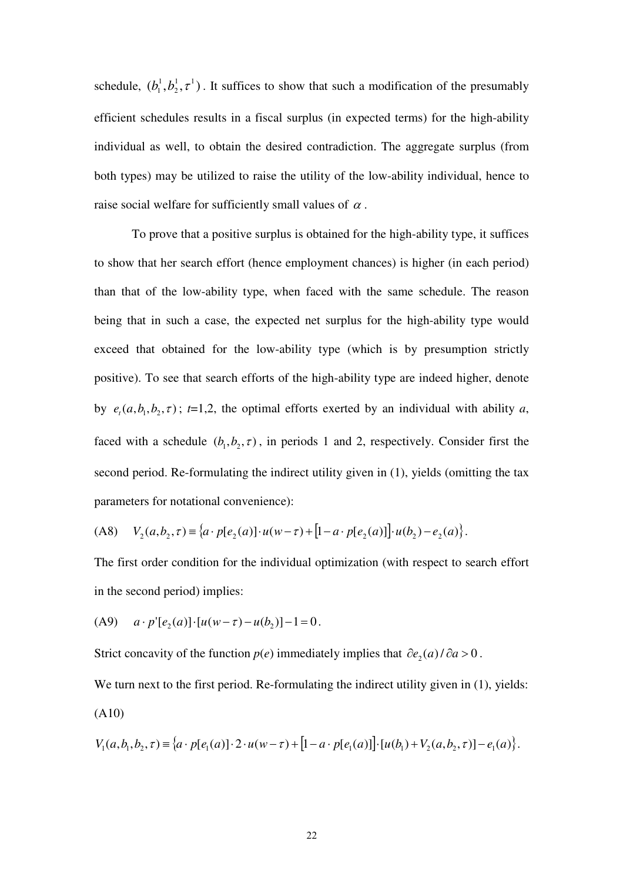schedule, $(b_1^1, b_2^1, \tau^1)$. It suffices to show that such a modification of the presumably efficient schedules results in a fiscal surplus (in expected terms) for the high-ability individual as well, to obtain the desired contradiction. The aggregate surplus (from both types) may be utilized to raise the utility of the low-ability individual, hence to raise social welfare for sufficiently small values of $\alpha$.

To prove that a positive surplus is obtained for the high-ability type, it suffices to show that her search effort (hence employment chances) is higher (in each period) than that of the low-ability type, when faced with the same schedule. The reason being that in such a case, the expected net surplus for the high-ability type would exceed that obtained for the low-ability type (which is by presumption strictly positive). To see that search efforts of the high-ability type are indeed higher, denote by $e_t(a, b_1, b_2, \tau)$; $t$=1,2, the optimal efforts exerted by an individual with ability $a$, faced with a schedule $(b_1, b_2, \tau)$, in periods 1 and 2, respectively. Consider first the second period. Re-formulating the indirect utility given in (1), yields (omitting the tax parameters for notational convenience):

(A8) $$V_2(a, b_2, \tau) \equiv \{a \cdot p[e_2(a)] \cdot u(w-\tau) + [1 - a \cdot p[e_2(a)]] \cdot u(b_2) - e_2(a)\}.$$

The first order condition for the individual optimization (with respect to search effort in the second period) implies:

(A9) $$a \cdot p'[e_2(a)] \cdot [u(w-\tau) - u(b_2)] - 1 = 0.$$

Strict concavity of the function $p(e)$ immediately implies that $\partial e_2(a)/\partial a > 0$.

We turn next to the first period. Re-formulating the indirect utility given in (1), yields:

(A10)

$$V_1(a, b_1, b_2, \tau) \equiv \{a \cdot p[e_1(a)] \cdot 2 \cdot u(w-\tau) + [1 - a \cdot p[e_1(a)]] \cdot [u(b_1) + V_2(a, b_2, \tau)] - e_1(a)\}.$$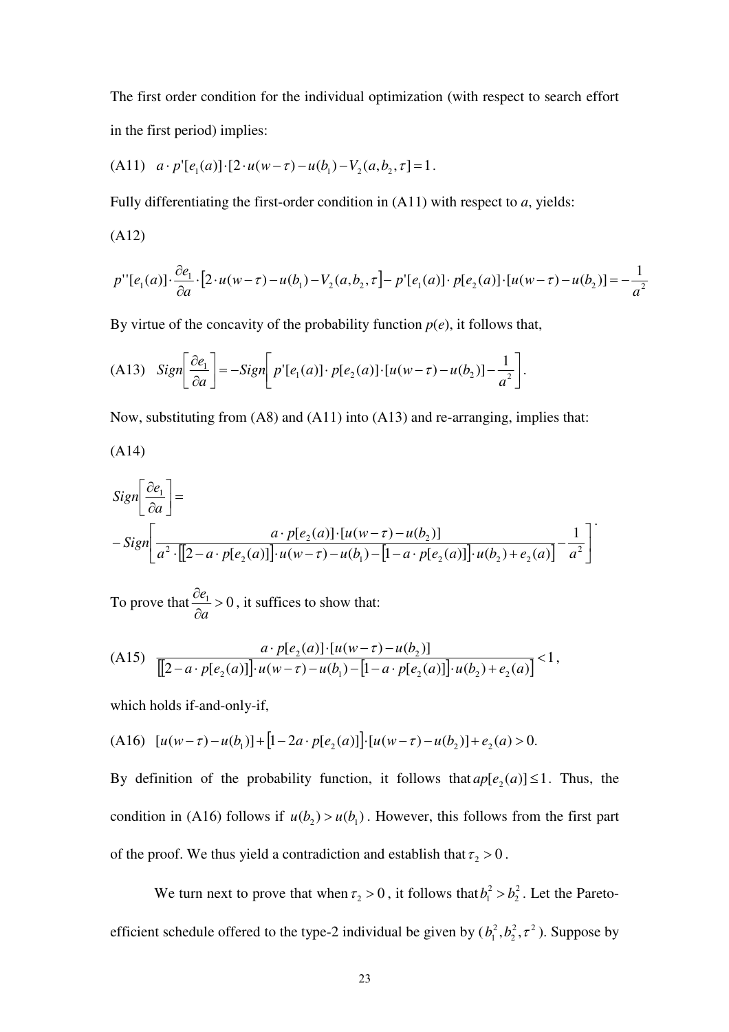The first order condition for the individual optimization (with respect to search effort in the first period) implies:

(A11) $a \cdot p'[e_1(a)] \cdot [2 \cdot u(w-\tau) - u(b_1) - V_2(a, b_2, \tau] = 1$.

Fully differentiating the first-order condition in (A11) with respect to *a*, yields:

(A12)

$$p''[e_1(a)] \cdot \frac{\partial e_1}{\partial a} \cdot \left[2 \cdot u(w-\tau) - u(b_1) - V_2(a, b_2, \tau\right] - p'[e_1(a)] \cdot p[e_2(a)] \cdot [u(w-\tau) - u(b_2)] = -\frac{1}{a^2}$$

By virtue of the concavity of the probability function $p(e)$, it follows that,

$$\text{(A13)} \quad Sign\left[\frac{\partial e_1}{\partial a}\right] = -Sign\left[p'[e_1(a)] \cdot p[e_2(a)] \cdot [u(w-\tau) - u(b_2)] - \frac{1}{a^2}\right].$$

Now, substituting from (A8) and (A11) into (A13) and re-arranging, implies that:

(A14)

$$Sign\left[\frac{\partial e_1}{\partial a}\right] = -Sign\left[\frac{a \cdot p[e_2(a)] \cdot [u(w-\tau) - u(b_2)]}{a^2 \cdot \left[\left[2 - a \cdot p[e_2(a)]\right] \cdot u(w-\tau) - u(b_1) - \left[1 - a \cdot p[e_2(a)]\right] \cdot u(b_2) + e_2(a)\right]} - \frac{1}{a^2}\right].$$

To prove that $\frac{\partial e_1}{\partial a} > 0$, it suffices to show that:

$$\text{(A15)} \quad \frac{a \cdot p[e_2(a)] \cdot [u(w-\tau) - u(b_2)]}{\left[\left[2 - a \cdot p[e_2(a)]\right] \cdot u(w-\tau) - u(b_1) - \left[1 - a \cdot p[e_2(a)]\right] \cdot u(b_2) + e_2(a)\right]} < 1,$$

which holds if-and-only-if,

$$\text{(A16)} \quad [u(w-\tau) - u(b_1)] + \left[1 - 2a \cdot p[e_2(a)]\right] \cdot [u(w-\tau) - u(b_2)] + e_2(a) > 0.$$

By definition of the probability function, it follows that $ap[e_2(a)] \leq 1$. Thus, the condition in (A16) follows if $u(b_2) > u(b_1)$. However, this follows from the first part of the proof. We thus yield a contradiction and establish that $\tau_2 > 0$.

We turn next to prove that when $\tau_2 > 0$, it follows that $b_1^2 > b_2^2$. Let the Pareto-efficient schedule offered to the type-2 individual be given by ($b_1^2, b_2^2, \tau^2$). Suppose by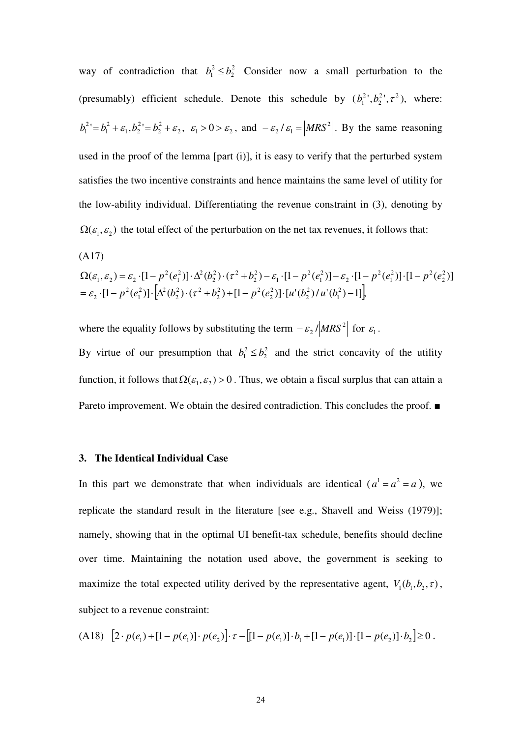way of contradiction that $b_1^2 \leq b_2^2$ Consider now a small perturbation to the (presumably) efficient schedule. Denote this schedule by $(b_1^2{}', b_2^2{}', \tau^2)$, where: $b_1^2{}' = b_1^2 + \varepsilon_1, b_2^2{}' = b_2^2 + \varepsilon_2$, $\varepsilon_1 > 0 > \varepsilon_2$, and $-\varepsilon_2 / \varepsilon_1 = \left| MRS^2 \right|$. By the same reasoning used in the proof of the lemma [part (i)], it is easy to verify that the perturbed system satisfies the two incentive constraints and hence maintains the same level of utility for the low-ability individual. Differentiating the revenue constraint in (3), denoting by $\Omega(\varepsilon_1, \varepsilon_2)$ the total effect of the perturbation on the net tax revenues, it follows that:

(A17)

$$
\begin{aligned}
\Omega(\varepsilon_1, \varepsilon_2) &= \varepsilon_2 \cdot [1 - p^2(e_1^2)] \cdot \Delta^2(b_2^2) \cdot (\tau^2 + b_2^2) - \varepsilon_1 \cdot [1 - p^2(e_1^2)] - \varepsilon_2 \cdot [1 - p^2(e_1^2)] \cdot [1 - p^2(e_2^2)] \\
&= \varepsilon_2 \cdot [1 - p^2(e_1^2)] \cdot \left[ \Delta^2(b_2^2) \cdot (\tau^2 + b_2^2) + [1 - p^2(e_2^2)] \cdot [u'(b_2^2)/u'(b_1^2) - 1] \right],
\end{aligned}
$$

where the equality follows by substituting the term $-\varepsilon_2 / \left| MRS^2 \right|$ for $\varepsilon_1$.

By virtue of our presumption that $b_1^2 \leq b_2^2$ and the strict concavity of the utility function, it follows that $\Omega(\varepsilon_1, \varepsilon_2) > 0$. Thus, we obtain a fiscal surplus that can attain a Pareto improvement. We obtain the desired contradiction. This concludes the proof. ■

## 3. The Identical Individual Case

In this part we demonstrate that when individuals are identical ($a^1 = a^2 = a$), we replicate the standard result in the literature [see e.g., Shavell and Weiss (1979)]; namely, showing that in the optimal UI benefit-tax schedule, benefits should decline over time. Maintaining the notation used above, the government is seeking to maximize the total expected utility derived by the representative agent, $V_1(b_1, b_2, \tau)$, subject to a revenue constraint:

(A18) $$\left[ 2 \cdot p(e_1) + [1 - p(e_1)] \cdot p(e_2) \right] \cdot \tau - \left[ [1 - p(e_1)] \cdot b_1 + [1 - p(e_1)] \cdot [1 - p(e_2)] \cdot b_2 \right] \geq 0 .$$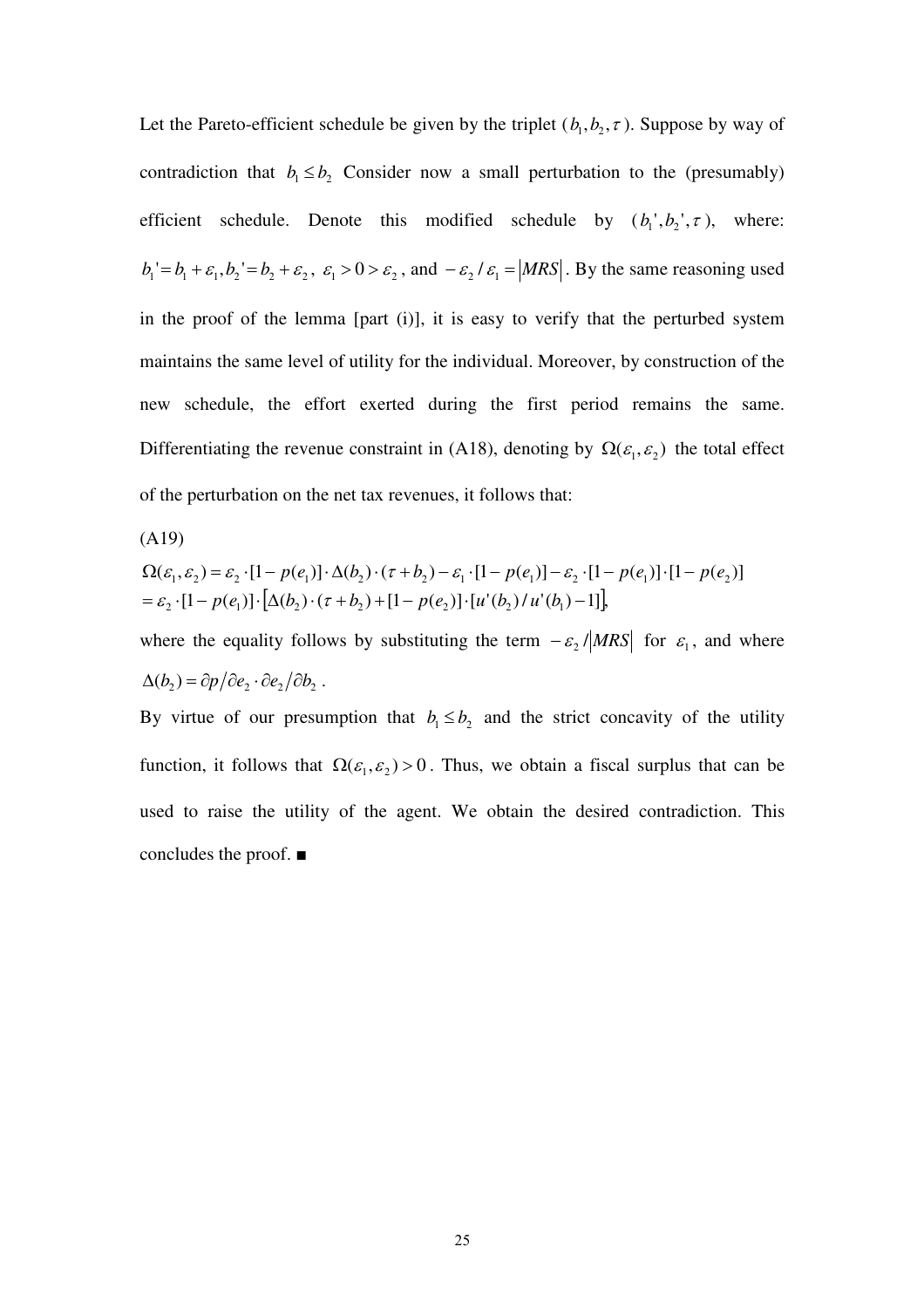Let the Pareto-efficient schedule be given by the triplet ($b_1, b_2, \tau$). Suppose by way of contradiction that $b_1 \leq b_2$ Consider now a small perturbation to the (presumably) efficient schedule. Denote this modified schedule by ($b_1', b_2', \tau$), where: $b_1' = b_1 + \varepsilon_1, b_2' = b_2 + \varepsilon_2$, $\varepsilon_1 > 0 > \varepsilon_2$, and $-\varepsilon_2 / \varepsilon_1 = |MRS|$. By the same reasoning used in the proof of the lemma [part (i)], it is easy to verify that the perturbed system maintains the same level of utility for the individual. Moreover, by construction of the new schedule, the effort exerted during the first period remains the same. Differentiating the revenue constraint in (A18), denoting by $\Omega(\varepsilon_1, \varepsilon_2)$ the total effect of the perturbation on the net tax revenues, it follows that:

(A19)

$$
\begin{aligned}
\Omega(\varepsilon_1, \varepsilon_2) &= \varepsilon_2 \cdot [1 - p(e_1)] \cdot \Delta(b_2) \cdot (\tau + b_2) - \varepsilon_1 \cdot [1 - p(e_1)] - \varepsilon_2 \cdot [1 - p(e_1)] \cdot [1 - p(e_2)] \\
&= \varepsilon_2 \cdot [1 - p(e_1)] \cdot \left[ \Delta(b_2) \cdot (\tau + b_2) + [1 - p(e_2)] \cdot [u'(b_2) / u'(b_1) - 1] \right],
\end{aligned}
$$

where the equality follows by substituting the term $-\varepsilon_2 / |MRS|$ for $\varepsilon_1$, and where $\Delta(b_2) = \partial p / \partial e_2 \cdot \partial e_2 / \partial b_2$.

By virtue of our presumption that $b_1 \leq b_2$ and the strict concavity of the utility function, it follows that $\Omega(\varepsilon_1, \varepsilon_2) > 0$. Thus, we obtain a fiscal surplus that can be used to raise the utility of the agent. We obtain the desired contradiction. This concludes the proof. ■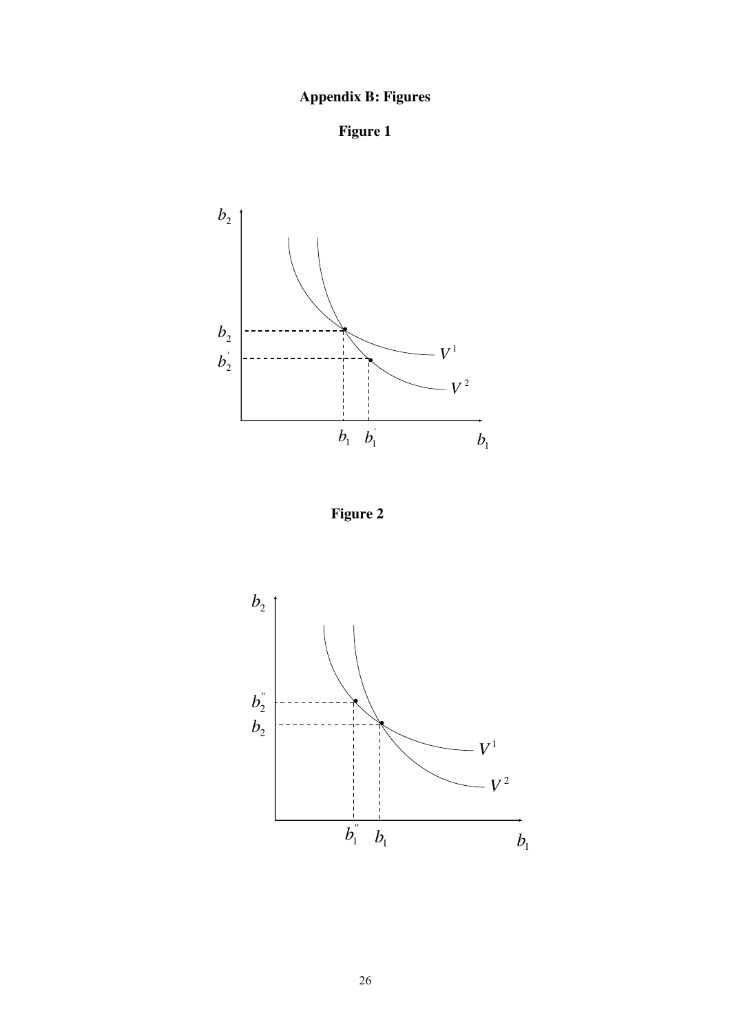# Appendix B: Figures

## Figure 1

$b_2$

$b_2$

$b_2^{'}$

$V^1$

$V^2$

$b_1$ $b_1^{'}$

$b_1$

## Figure 2

$b_2$

$b_2^{''}$

$b_2$

$V^1$

$V^2$

$b_1^{''}$ $b_1$

$b_1$